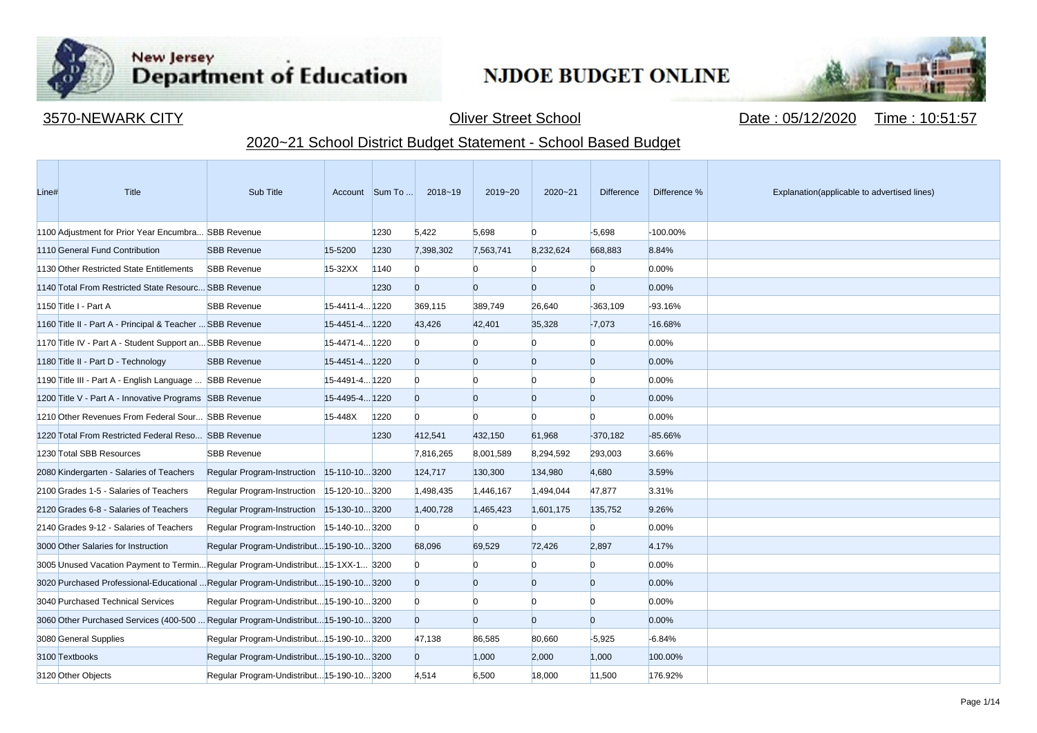New Jersey Department of Education

NJDOE BUDGET ONLINE

3570-NEWARK CITY | Oliver Street School | Date : 05/12/2020 Time : 10:51:57

## 2020~21 School District Budget Statement - School Based Budget

| Line# | Title | Sub Title | Account | Sum To ... | 2018~19 | 2019~20 | 2020~21 | Difference | Difference % | Explanation(applicable to advertised lines) |
|---|---|---|---|---|---|---|---|---|---|---|
| 1100 | Adjustment for Prior Year Encumbra... | SBB Revenue | | 1230 | 5,422 | 5,698 | 0 | -5,698 | -100.00% | |
| 1110 | General Fund Contribution | SBB Revenue | 15-5200 | 1230 | 7,398,302 | 7,563,741 | 8,232,624 | 668,883 | 8.84% | |
| 1130 | Other Restricted State Entitlements | SBB Revenue | 15-32XX | 1140 | 0 | 0 | 0 | 0 | 0.00% | |
| 1140 | Total From Restricted State Resourc... | SBB Revenue | | 1230 | 0 | 0 | 0 | 0 | 0.00% | |
| 1150 | Title I - Part A | SBB Revenue | 15-4411-4... | 1220 | 369,115 | 389,749 | 26,640 | -363,109 | -93.16% | |
| 1160 | Title II - Part A - Principal & Teacher ... | SBB Revenue | 15-4451-4... | 1220 | 43,426 | 42,401 | 35,328 | -7,073 | -16.68% | |
| 1170 | Title IV - Part A - Student Support an... | SBB Revenue | 15-4471-4... | 1220 | 0 | 0 | 0 | 0 | 0.00% | |
| 1180 | Title II - Part D - Technology | SBB Revenue | 15-4451-4... | 1220 | 0 | 0 | 0 | 0 | 0.00% | |
| 1190 | Title III - Part A - English Language ... | SBB Revenue | 15-4491-4... | 1220 | 0 | 0 | 0 | 0 | 0.00% | |
| 1200 | Title V - Part A - Innovative Programs | SBB Revenue | 15-4495-4... | 1220 | 0 | 0 | 0 | 0 | 0.00% | |
| 1210 | Other Revenues From Federal Sour... | SBB Revenue | 15-448X | 1220 | 0 | 0 | 0 | 0 | 0.00% | |
| 1220 | Total From Restricted Federal Reso... | SBB Revenue | | 1230 | 412,541 | 432,150 | 61,968 | -370,182 | -85.66% | |
| 1230 | Total SBB Resources | SBB Revenue | | | 7,816,265 | 8,001,589 | 8,294,592 | 293,003 | 3.66% | |
| 2080 | Kindergarten - Salaries of Teachers | Regular Program-Instruction | 15-110-10... | 3200 | 124,717 | 130,300 | 134,980 | 4,680 | 3.59% | |
| 2100 | Grades 1-5 - Salaries of Teachers | Regular Program-Instruction | 15-120-10... | 3200 | 1,498,435 | 1,446,167 | 1,494,044 | 47,877 | 3.31% | |
| 2120 | Grades 6-8 - Salaries of Teachers | Regular Program-Instruction | 15-130-10... | 3200 | 1,400,728 | 1,465,423 | 1,601,175 | 135,752 | 9.26% | |
| 2140 | Grades 9-12 - Salaries of Teachers | Regular Program-Instruction | 15-140-10... | 3200 | 0 | 0 | 0 | 0 | 0.00% | |
| 3000 | Other Salaries for Instruction | Regular Program-Undistribut... | 15-190-10... | 3200 | 68,096 | 69,529 | 72,426 | 2,897 | 4.17% | |
| 3005 | Unused Vacation Payment to Termin... | Regular Program-Undistribut... | 15-1XX-1... | 3200 | 0 | 0 | 0 | 0 | 0.00% | |
| 3020 | Purchased Professional-Educational ... | Regular Program-Undistribut... | 15-190-10... | 3200 | 0 | 0 | 0 | 0 | 0.00% | |
| 3040 | Purchased Technical Services | Regular Program-Undistribut... | 15-190-10... | 3200 | 0 | 0 | 0 | 0 | 0.00% | |
| 3060 | Other Purchased Services (400-500 ... | Regular Program-Undistribut... | 15-190-10... | 3200 | 0 | 0 | 0 | 0 | 0.00% | |
| 3080 | General Supplies | Regular Program-Undistribut... | 15-190-10... | 3200 | 47,138 | 86,585 | 80,660 | -5,925 | -6.84% | |
| 3100 | Textbooks | Regular Program-Undistribut... | 15-190-10... | 3200 | 0 | 1,000 | 2,000 | 1,000 | 100.00% | |
| 3120 | Other Objects | Regular Program-Undistribut... | 15-190-10... | 3200 | 4,514 | 6,500 | 18,000 | 11,500 | 176.92% | |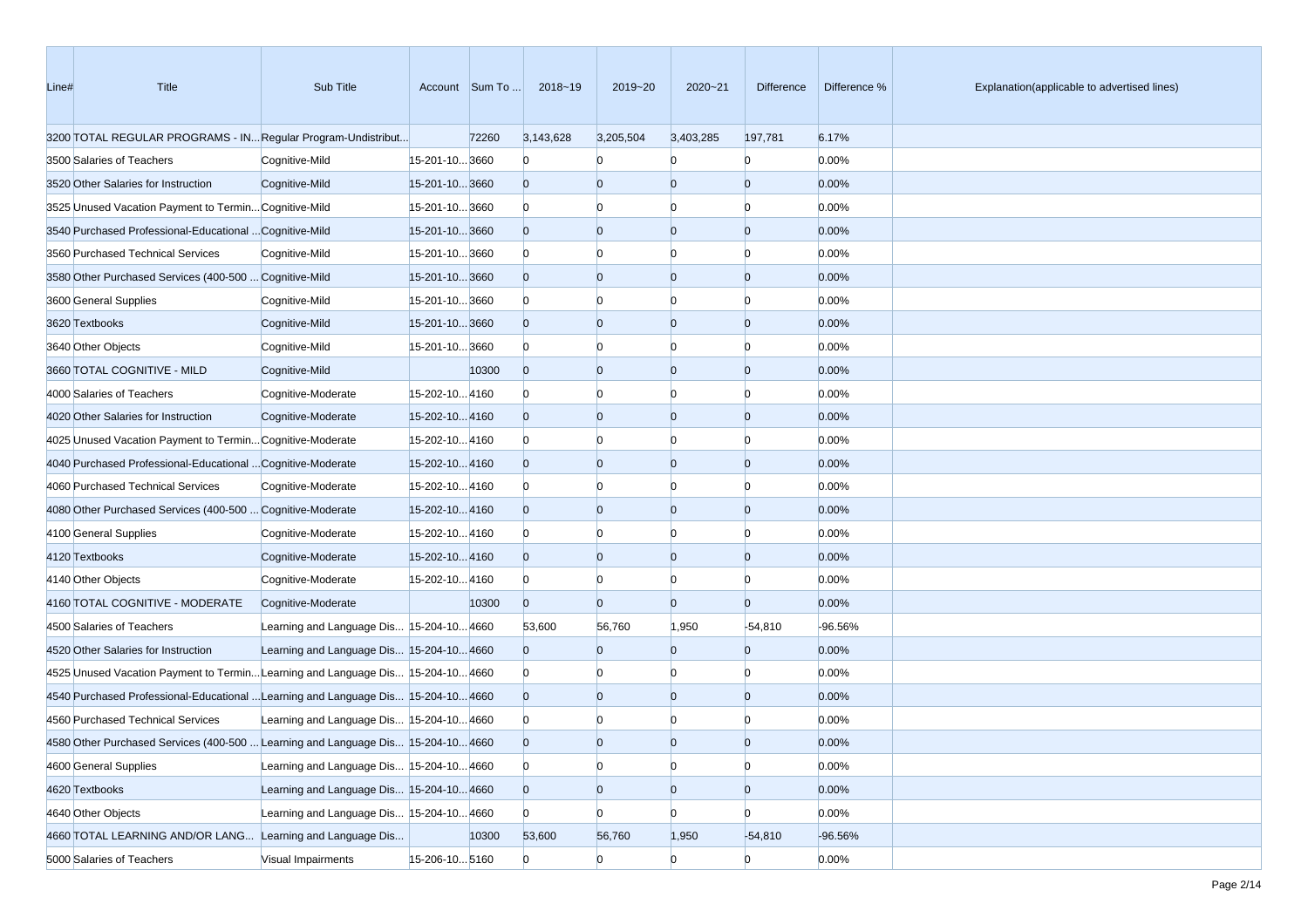| Line# | Title | Sub Title | Account | Sum To ... | 2018~19 | 2019~20 | 2020~21 | Difference | Difference % | Explanation(applicable to advertised lines) |
|---|---|---|---|---|---|---|---|---|---|---|
| 3200 | TOTAL REGULAR PROGRAMS - IN... | Regular Program-Undistribut... | | 72260 | 3,143,628 | 3,205,504 | 3,403,285 | 197,781 | 6.17% | |
| 3500 | Salaries of Teachers | Cognitive-Mild | 15-201-10... | 3660 | 0 | 0 | 0 | 0 | 0.00% | |
| 3520 | Other Salaries for Instruction | Cognitive-Mild | 15-201-10... | 3660 | 0 | 0 | 0 | 0 | 0.00% | |
| 3525 | Unused Vacation Payment to Termin... | Cognitive-Mild | 15-201-10... | 3660 | 0 | 0 | 0 | 0 | 0.00% | |
| 3540 | Purchased Professional-Educational ... | Cognitive-Mild | 15-201-10... | 3660 | 0 | 0 | 0 | 0 | 0.00% | |
| 3560 | Purchased Technical Services | Cognitive-Mild | 15-201-10... | 3660 | 0 | 0 | 0 | 0 | 0.00% | |
| 3580 | Other Purchased Services (400-500 ... | Cognitive-Mild | 15-201-10... | 3660 | 0 | 0 | 0 | 0 | 0.00% | |
| 3600 | General Supplies | Cognitive-Mild | 15-201-10... | 3660 | 0 | 0 | 0 | 0 | 0.00% | |
| 3620 | Textbooks | Cognitive-Mild | 15-201-10... | 3660 | 0 | 0 | 0 | 0 | 0.00% | |
| 3640 | Other Objects | Cognitive-Mild | 15-201-10... | 3660 | 0 | 0 | 0 | 0 | 0.00% | |
| 3660 | TOTAL COGNITIVE - MILD | Cognitive-Mild | | 10300 | 0 | 0 | 0 | 0 | 0.00% | |
| 4000 | Salaries of Teachers | Cognitive-Moderate | 15-202-10... | 4160 | 0 | 0 | 0 | 0 | 0.00% | |
| 4020 | Other Salaries for Instruction | Cognitive-Moderate | 15-202-10... | 4160 | 0 | 0 | 0 | 0 | 0.00% | |
| 4025 | Unused Vacation Payment to Termin... | Cognitive-Moderate | 15-202-10... | 4160 | 0 | 0 | 0 | 0 | 0.00% | |
| 4040 | Purchased Professional-Educational ... | Cognitive-Moderate | 15-202-10... | 4160 | 0 | 0 | 0 | 0 | 0.00% | |
| 4060 | Purchased Technical Services | Cognitive-Moderate | 15-202-10... | 4160 | 0 | 0 | 0 | 0 | 0.00% | |
| 4080 | Other Purchased Services (400-500 ... | Cognitive-Moderate | 15-202-10... | 4160 | 0 | 0 | 0 | 0 | 0.00% | |
| 4100 | General Supplies | Cognitive-Moderate | 15-202-10... | 4160 | 0 | 0 | 0 | 0 | 0.00% | |
| 4120 | Textbooks | Cognitive-Moderate | 15-202-10... | 4160 | 0 | 0 | 0 | 0 | 0.00% | |
| 4140 | Other Objects | Cognitive-Moderate | 15-202-10... | 4160 | 0 | 0 | 0 | 0 | 0.00% | |
| 4160 | TOTAL COGNITIVE - MODERATE | Cognitive-Moderate | | 10300 | 0 | 0 | 0 | 0 | 0.00% | |
| 4500 | Salaries of Teachers | Learning and Language Dis... | 15-204-10... | 4660 | 53,600 | 56,760 | 1,950 | -54,810 | -96.56% | |
| 4520 | Other Salaries for Instruction | Learning and Language Dis... | 15-204-10... | 4660 | 0 | 0 | 0 | 0 | 0.00% | |
| 4525 | Unused Vacation Payment to Termin... | Learning and Language Dis... | 15-204-10... | 4660 | 0 | 0 | 0 | 0 | 0.00% | |
| 4540 | Purchased Professional-Educational ... | Learning and Language Dis... | 15-204-10... | 4660 | 0 | 0 | 0 | 0 | 0.00% | |
| 4560 | Purchased Technical Services | Learning and Language Dis... | 15-204-10... | 4660 | 0 | 0 | 0 | 0 | 0.00% | |
| 4580 | Other Purchased Services (400-500 ... | Learning and Language Dis... | 15-204-10... | 4660 | 0 | 0 | 0 | 0 | 0.00% | |
| 4600 | General Supplies | Learning and Language Dis... | 15-204-10... | 4660 | 0 | 0 | 0 | 0 | 0.00% | |
| 4620 | Textbooks | Learning and Language Dis... | 15-204-10... | 4660 | 0 | 0 | 0 | 0 | 0.00% | |
| 4640 | Other Objects | Learning and Language Dis... | 15-204-10... | 4660 | 0 | 0 | 0 | 0 | 0.00% | |
| 4660 | TOTAL LEARNING AND/OR LANG... | Learning and Language Dis... | | 10300 | 53,600 | 56,760 | 1,950 | -54,810 | -96.56% | |
| 5000 | Salaries of Teachers | Visual Impairments | 15-206-10... | 5160 | 0 | 0 | 0 | 0 | 0.00% | |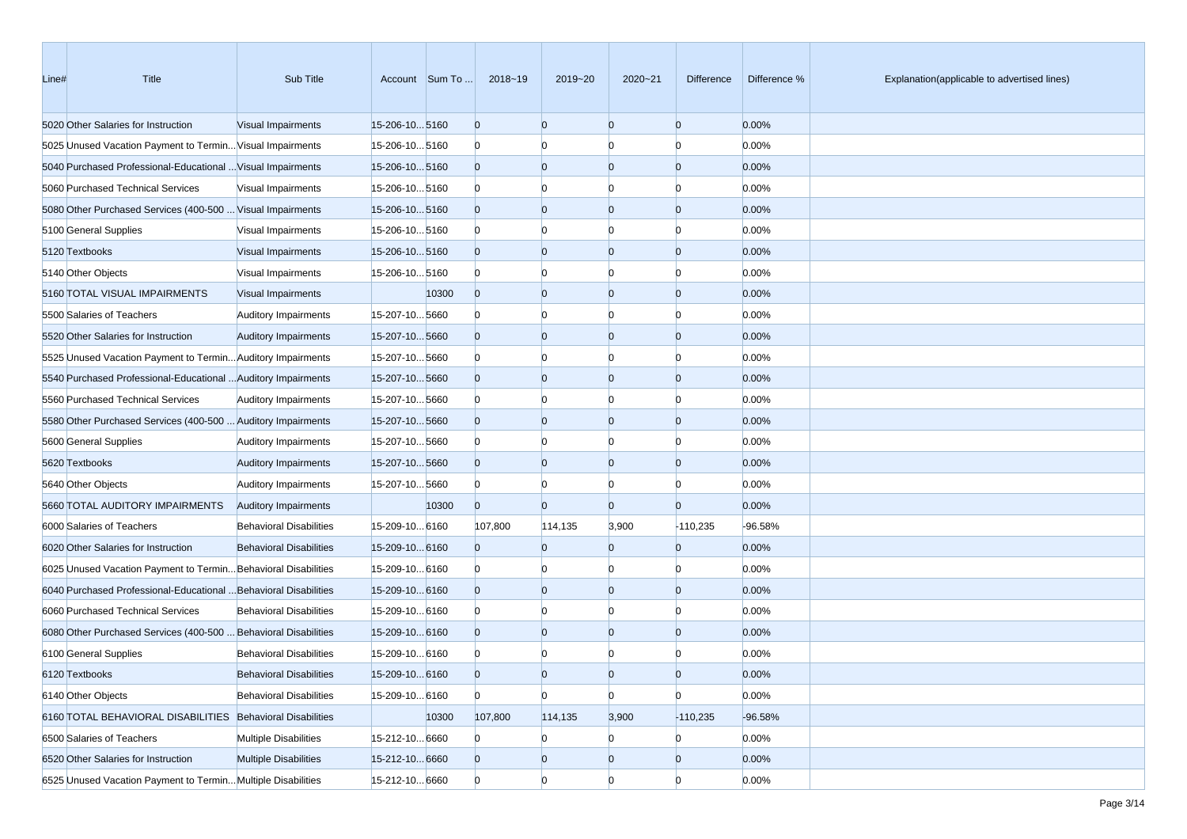| Line# | Title | Sub Title | Account | Sum To ... | 2018~19 | 2019~20 | 2020~21 | Difference | Difference % | Explanation(applicable to advertised lines) |
|---|---|---|---|---|---|---|---|---|---|---|
| 5020 | Other Salaries for Instruction | Visual Impairments | 15-206-10... | 5160 | 0 | 0 | 0 | 0 | 0.00% | |
| 5025 | Unused Vacation Payment to Termin... | Visual Impairments | 15-206-10... | 5160 | 0 | 0 | 0 | 0 | 0.00% | |
| 5040 | Purchased Professional-Educational ... | Visual Impairments | 15-206-10... | 5160 | 0 | 0 | 0 | 0 | 0.00% | |
| 5060 | Purchased Technical Services | Visual Impairments | 15-206-10... | 5160 | 0 | 0 | 0 | 0 | 0.00% | |
| 5080 | Other Purchased Services (400-500 ... | Visual Impairments | 15-206-10... | 5160 | 0 | 0 | 0 | 0 | 0.00% | |
| 5100 | General Supplies | Visual Impairments | 15-206-10... | 5160 | 0 | 0 | 0 | 0 | 0.00% | |
| 5120 | Textbooks | Visual Impairments | 15-206-10... | 5160 | 0 | 0 | 0 | 0 | 0.00% | |
| 5140 | Other Objects | Visual Impairments | 15-206-10... | 5160 | 0 | 0 | 0 | 0 | 0.00% | |
| 5160 | TOTAL VISUAL IMPAIRMENTS | Visual Impairments | | 10300 | 0 | 0 | 0 | 0 | 0.00% | |
| 5500 | Salaries of Teachers | Auditory Impairments | 15-207-10... | 5660 | 0 | 0 | 0 | 0 | 0.00% | |
| 5520 | Other Salaries for Instruction | Auditory Impairments | 15-207-10... | 5660 | 0 | 0 | 0 | 0 | 0.00% | |
| 5525 | Unused Vacation Payment to Termin... | Auditory Impairments | 15-207-10... | 5660 | 0 | 0 | 0 | 0 | 0.00% | |
| 5540 | Purchased Professional-Educational ... | Auditory Impairments | 15-207-10... | 5660 | 0 | 0 | 0 | 0 | 0.00% | |
| 5560 | Purchased Technical Services | Auditory Impairments | 15-207-10... | 5660 | 0 | 0 | 0 | 0 | 0.00% | |
| 5580 | Other Purchased Services (400-500 ... | Auditory Impairments | 15-207-10... | 5660 | 0 | 0 | 0 | 0 | 0.00% | |
| 5600 | General Supplies | Auditory Impairments | 15-207-10... | 5660 | 0 | 0 | 0 | 0 | 0.00% | |
| 5620 | Textbooks | Auditory Impairments | 15-207-10... | 5660 | 0 | 0 | 0 | 0 | 0.00% | |
| 5640 | Other Objects | Auditory Impairments | 15-207-10... | 5660 | 0 | 0 | 0 | 0 | 0.00% | |
| 5660 | TOTAL AUDITORY IMPAIRMENTS | Auditory Impairments | | 10300 | 0 | 0 | 0 | 0 | 0.00% | |
| 6000 | Salaries of Teachers | Behavioral Disabilities | 15-209-10... | 6160 | 107,800 | 114,135 | 3,900 | -110,235 | -96.58% | |
| 6020 | Other Salaries for Instruction | Behavioral Disabilities | 15-209-10... | 6160 | 0 | 0 | 0 | 0 | 0.00% | |
| 6025 | Unused Vacation Payment to Termin... | Behavioral Disabilities | 15-209-10... | 6160 | 0 | 0 | 0 | 0 | 0.00% | |
| 6040 | Purchased Professional-Educational ... | Behavioral Disabilities | 15-209-10... | 6160 | 0 | 0 | 0 | 0 | 0.00% | |
| 6060 | Purchased Technical Services | Behavioral Disabilities | 15-209-10... | 6160 | 0 | 0 | 0 | 0 | 0.00% | |
| 6080 | Other Purchased Services (400-500 ... | Behavioral Disabilities | 15-209-10... | 6160 | 0 | 0 | 0 | 0 | 0.00% | |
| 6100 | General Supplies | Behavioral Disabilities | 15-209-10... | 6160 | 0 | 0 | 0 | 0 | 0.00% | |
| 6120 | Textbooks | Behavioral Disabilities | 15-209-10... | 6160 | 0 | 0 | 0 | 0 | 0.00% | |
| 6140 | Other Objects | Behavioral Disabilities | 15-209-10... | 6160 | 0 | 0 | 0 | 0 | 0.00% | |
| 6160 | TOTAL BEHAVIORAL DISABILITIES | Behavioral Disabilities | | 10300 | 107,800 | 114,135 | 3,900 | -110,235 | -96.58% | |
| 6500 | Salaries of Teachers | Multiple Disabilities | 15-212-10... | 6660 | 0 | 0 | 0 | 0 | 0.00% | |
| 6520 | Other Salaries for Instruction | Multiple Disabilities | 15-212-10... | 6660 | 0 | 0 | 0 | 0 | 0.00% | |
| 6525 | Unused Vacation Payment to Termin... | Multiple Disabilities | 15-212-10... | 6660 | 0 | 0 | 0 | 0 | 0.00% | |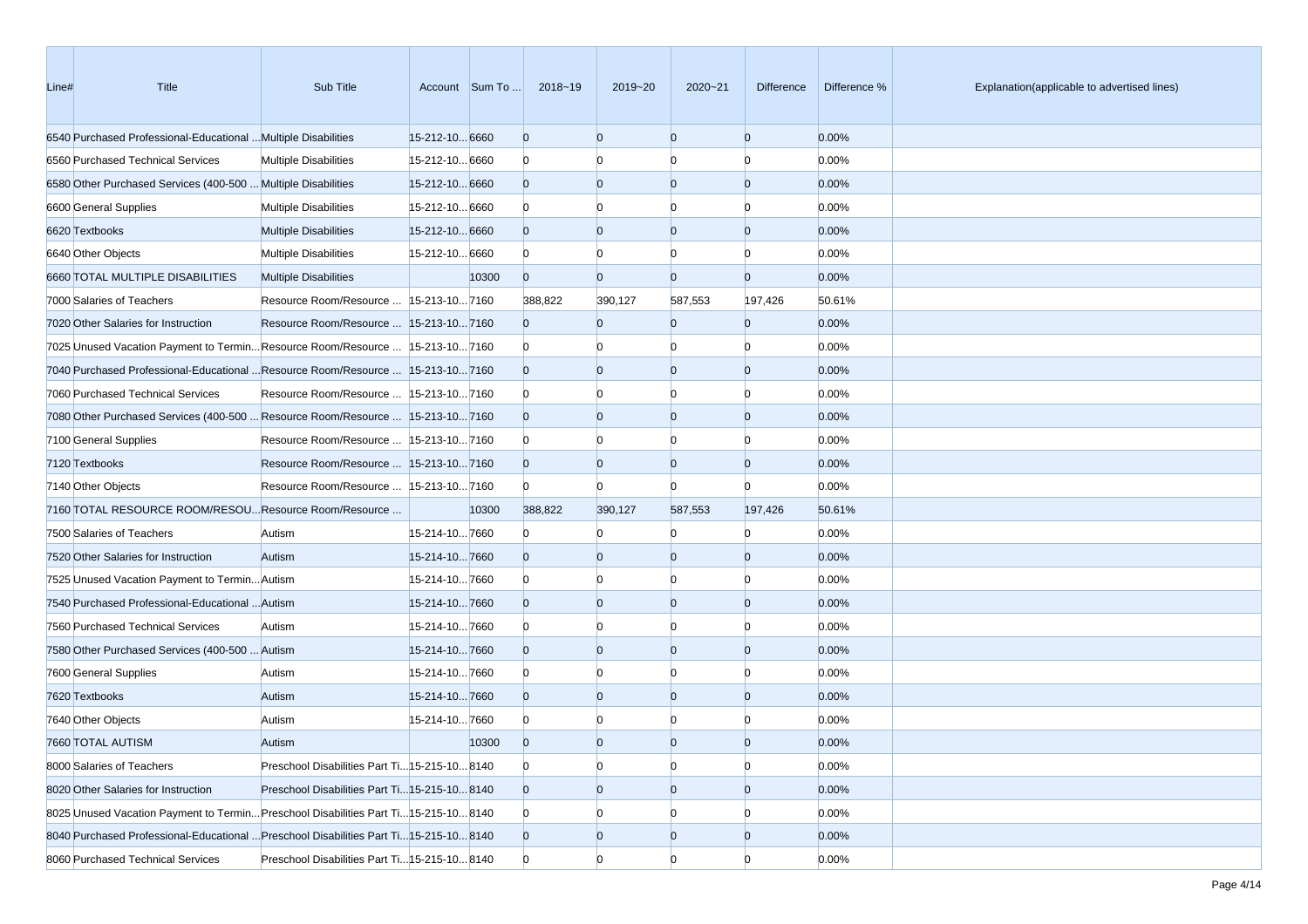| Line# | Title | Sub Title | Account | Sum To ... | 2018~19 | 2019~20 | 2020~21 | Difference | Difference % | Explanation(applicable to advertised lines) |
|---|---|---|---|---|---|---|---|---|---|---|
| 6540 | Purchased Professional-Educational ... | Multiple Disabilities | 15-212-10... | 6660 | 0 | 0 | 0 | 0 | 0.00% | |
| 6560 | Purchased Technical Services | Multiple Disabilities | 15-212-10... | 6660 | 0 | 0 | 0 | 0 | 0.00% | |
| 6580 | Other Purchased Services (400-500 ... | Multiple Disabilities | 15-212-10... | 6660 | 0 | 0 | 0 | 0 | 0.00% | |
| 6600 | General Supplies | Multiple Disabilities | 15-212-10... | 6660 | 0 | 0 | 0 | 0 | 0.00% | |
| 6620 | Textbooks | Multiple Disabilities | 15-212-10... | 6660 | 0 | 0 | 0 | 0 | 0.00% | |
| 6640 | Other Objects | Multiple Disabilities | 15-212-10... | 6660 | 0 | 0 | 0 | 0 | 0.00% | |
| 6660 | TOTAL MULTIPLE DISABILITIES | Multiple Disabilities | | 10300 | 0 | 0 | 0 | 0 | 0.00% | |
| 7000 | Salaries of Teachers | Resource Room/Resource ... | 15-213-10... | 7160 | 388,822 | 390,127 | 587,553 | 197,426 | 50.61% | |
| 7020 | Other Salaries for Instruction | Resource Room/Resource ... | 15-213-10... | 7160 | 0 | 0 | 0 | 0 | 0.00% | |
| 7025 | Unused Vacation Payment to Termin... | Resource Room/Resource ... | 15-213-10... | 7160 | 0 | 0 | 0 | 0 | 0.00% | |
| 7040 | Purchased Professional-Educational ... | Resource Room/Resource ... | 15-213-10... | 7160 | 0 | 0 | 0 | 0 | 0.00% | |
| 7060 | Purchased Technical Services | Resource Room/Resource ... | 15-213-10... | 7160 | 0 | 0 | 0 | 0 | 0.00% | |
| 7080 | Other Purchased Services (400-500 ... | Resource Room/Resource ... | 15-213-10... | 7160 | 0 | 0 | 0 | 0 | 0.00% | |
| 7100 | General Supplies | Resource Room/Resource ... | 15-213-10... | 7160 | 0 | 0 | 0 | 0 | 0.00% | |
| 7120 | Textbooks | Resource Room/Resource ... | 15-213-10... | 7160 | 0 | 0 | 0 | 0 | 0.00% | |
| 7140 | Other Objects | Resource Room/Resource ... | 15-213-10... | 7160 | 0 | 0 | 0 | 0 | 0.00% | |
| 7160 | TOTAL RESOURCE ROOM/RESOU... | Resource Room/Resource ... | | 10300 | 388,822 | 390,127 | 587,553 | 197,426 | 50.61% | |
| 7500 | Salaries of Teachers | Autism | 15-214-10... | 7660 | 0 | 0 | 0 | 0 | 0.00% | |
| 7520 | Other Salaries for Instruction | Autism | 15-214-10... | 7660 | 0 | 0 | 0 | 0 | 0.00% | |
| 7525 | Unused Vacation Payment to Termin... | Autism | 15-214-10... | 7660 | 0 | 0 | 0 | 0 | 0.00% | |
| 7540 | Purchased Professional-Educational ... | Autism | 15-214-10... | 7660 | 0 | 0 | 0 | 0 | 0.00% | |
| 7560 | Purchased Technical Services | Autism | 15-214-10... | 7660 | 0 | 0 | 0 | 0 | 0.00% | |
| 7580 | Other Purchased Services (400-500 ... | Autism | 15-214-10... | 7660 | 0 | 0 | 0 | 0 | 0.00% | |
| 7600 | General Supplies | Autism | 15-214-10... | 7660 | 0 | 0 | 0 | 0 | 0.00% | |
| 7620 | Textbooks | Autism | 15-214-10... | 7660 | 0 | 0 | 0 | 0 | 0.00% | |
| 7640 | Other Objects | Autism | 15-214-10... | 7660 | 0 | 0 | 0 | 0 | 0.00% | |
| 7660 | TOTAL AUTISM | Autism | | 10300 | 0 | 0 | 0 | 0 | 0.00% | |
| 8000 | Salaries of Teachers | Preschool Disabilities Part Ti... | 15-215-10... | 8140 | 0 | 0 | 0 | 0 | 0.00% | |
| 8020 | Other Salaries for Instruction | Preschool Disabilities Part Ti... | 15-215-10... | 8140 | 0 | 0 | 0 | 0 | 0.00% | |
| 8025 | Unused Vacation Payment to Termin... | Preschool Disabilities Part Ti... | 15-215-10... | 8140 | 0 | 0 | 0 | 0 | 0.00% | |
| 8040 | Purchased Professional-Educational ... | Preschool Disabilities Part Ti... | 15-215-10... | 8140 | 0 | 0 | 0 | 0 | 0.00% | |
| 8060 | Purchased Technical Services | Preschool Disabilities Part Ti... | 15-215-10... | 8140 | 0 | 0 | 0 | 0 | 0.00% | |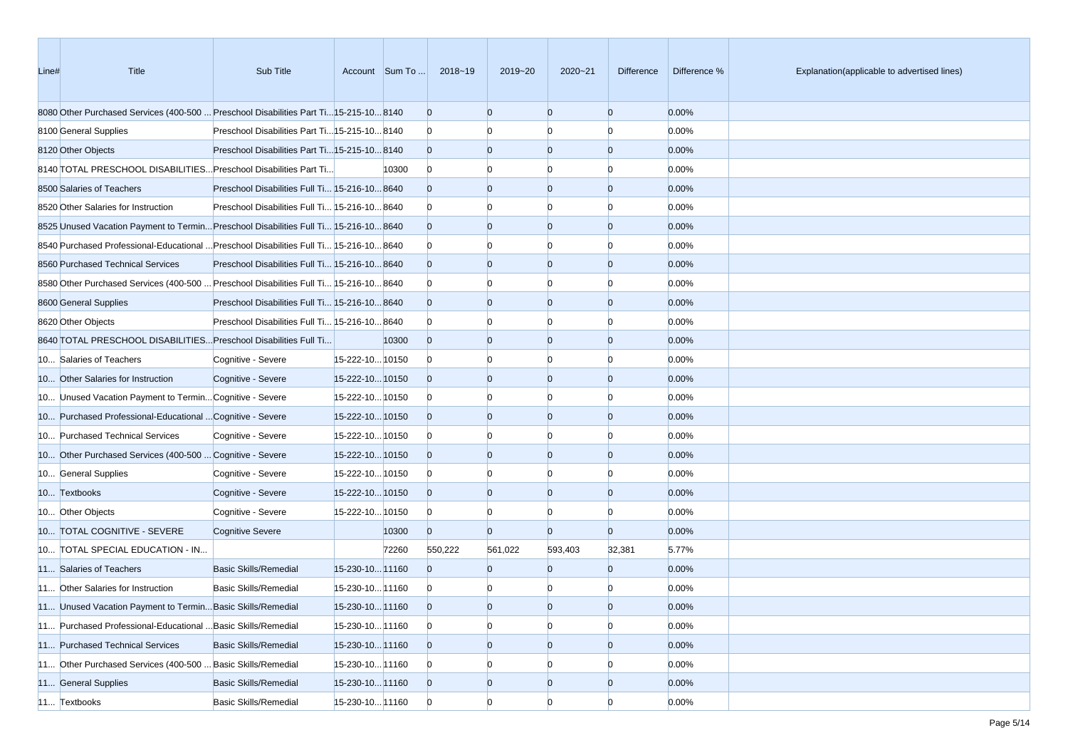| Line# | Title | Sub Title | Account | Sum To ... | 2018~19 | 2019~20 | 2020~21 | Difference | Difference % | Explanation(applicable to advertised lines) |
|---|---|---|---|---|---|---|---|---|---|---|
| 8080 | Other Purchased Services (400-500 ... | Preschool Disabilities Part Ti... | 15-215-10... | 8140 | 0 | 0 | 0 | 0 | 0.00% | |
| 8100 | General Supplies | Preschool Disabilities Part Ti... | 15-215-10... | 8140 | 0 | 0 | 0 | 0 | 0.00% | |
| 8120 | Other Objects | Preschool Disabilities Part Ti... | 15-215-10... | 8140 | 0 | 0 | 0 | 0 | 0.00% | |
| 8140 | TOTAL PRESCHOOL DISABILITIES... | Preschool Disabilities Part Ti... | | 10300 | 0 | 0 | 0 | 0 | 0.00% | |
| 8500 | Salaries of Teachers | Preschool Disabilities Full Ti... | 15-216-10... | 8640 | 0 | 0 | 0 | 0 | 0.00% | |
| 8520 | Other Salaries for Instruction | Preschool Disabilities Full Ti... | 15-216-10... | 8640 | 0 | 0 | 0 | 0 | 0.00% | |
| 8525 | Unused Vacation Payment to Termin... | Preschool Disabilities Full Ti... | 15-216-10... | 8640 | 0 | 0 | 0 | 0 | 0.00% | |
| 8540 | Purchased Professional-Educational ... | Preschool Disabilities Full Ti... | 15-216-10... | 8640 | 0 | 0 | 0 | 0 | 0.00% | |
| 8560 | Purchased Technical Services | Preschool Disabilities Full Ti... | 15-216-10... | 8640 | 0 | 0 | 0 | 0 | 0.00% | |
| 8580 | Other Purchased Services (400-500 ... | Preschool Disabilities Full Ti... | 15-216-10... | 8640 | 0 | 0 | 0 | 0 | 0.00% | |
| 8600 | General Supplies | Preschool Disabilities Full Ti... | 15-216-10... | 8640 | 0 | 0 | 0 | 0 | 0.00% | |
| 8620 | Other Objects | Preschool Disabilities Full Ti... | 15-216-10... | 8640 | 0 | 0 | 0 | 0 | 0.00% | |
| 8640 | TOTAL PRESCHOOL DISABILITIES... | Preschool Disabilities Full Ti... | | 10300 | 0 | 0 | 0 | 0 | 0.00% | |
| 10... | Salaries of Teachers | Cognitive - Severe | 15-222-10... | 10150 | 0 | 0 | 0 | 0 | 0.00% | |
| 10... | Other Salaries for Instruction | Cognitive - Severe | 15-222-10... | 10150 | 0 | 0 | 0 | 0 | 0.00% | |
| 10... | Unused Vacation Payment to Termin... | Cognitive - Severe | 15-222-10... | 10150 | 0 | 0 | 0 | 0 | 0.00% | |
| 10... | Purchased Professional-Educational ... | Cognitive - Severe | 15-222-10... | 10150 | 0 | 0 | 0 | 0 | 0.00% | |
| 10... | Purchased Technical Services | Cognitive - Severe | 15-222-10... | 10150 | 0 | 0 | 0 | 0 | 0.00% | |
| 10... | Other Purchased Services (400-500 ... | Cognitive - Severe | 15-222-10... | 10150 | 0 | 0 | 0 | 0 | 0.00% | |
| 10... | General Supplies | Cognitive - Severe | 15-222-10... | 10150 | 0 | 0 | 0 | 0 | 0.00% | |
| 10... | Textbooks | Cognitive - Severe | 15-222-10... | 10150 | 0 | 0 | 0 | 0 | 0.00% | |
| 10... | Other Objects | Cognitive - Severe | 15-222-10... | 10150 | 0 | 0 | 0 | 0 | 0.00% | |
| 10... | TOTAL COGNITIVE - SEVERE | Cognitive Severe | | 10300 | 0 | 0 | 0 | 0 | 0.00% | |
| 10... | TOTAL SPECIAL EDUCATION - IN... | | | 72260 | 550,222 | 561,022 | 593,403 | 32,381 | 5.77% | |
| 11... | Salaries of Teachers | Basic Skills/Remedial | 15-230-10... | 11160 | 0 | 0 | 0 | 0 | 0.00% | |
| 11... | Other Salaries for Instruction | Basic Skills/Remedial | 15-230-10... | 11160 | 0 | 0 | 0 | 0 | 0.00% | |
| 11... | Unused Vacation Payment to Termin... | Basic Skills/Remedial | 15-230-10... | 11160 | 0 | 0 | 0 | 0 | 0.00% | |
| 11... | Purchased Professional-Educational ... | Basic Skills/Remedial | 15-230-10... | 11160 | 0 | 0 | 0 | 0 | 0.00% | |
| 11... | Purchased Technical Services | Basic Skills/Remedial | 15-230-10... | 11160 | 0 | 0 | 0 | 0 | 0.00% | |
| 11... | Other Purchased Services (400-500 ... | Basic Skills/Remedial | 15-230-10... | 11160 | 0 | 0 | 0 | 0 | 0.00% | |
| 11... | General Supplies | Basic Skills/Remedial | 15-230-10... | 11160 | 0 | 0 | 0 | 0 | 0.00% | |
| 11... | Textbooks | Basic Skills/Remedial | 15-230-10... | 11160 | 0 | 0 | 0 | 0 | 0.00% | |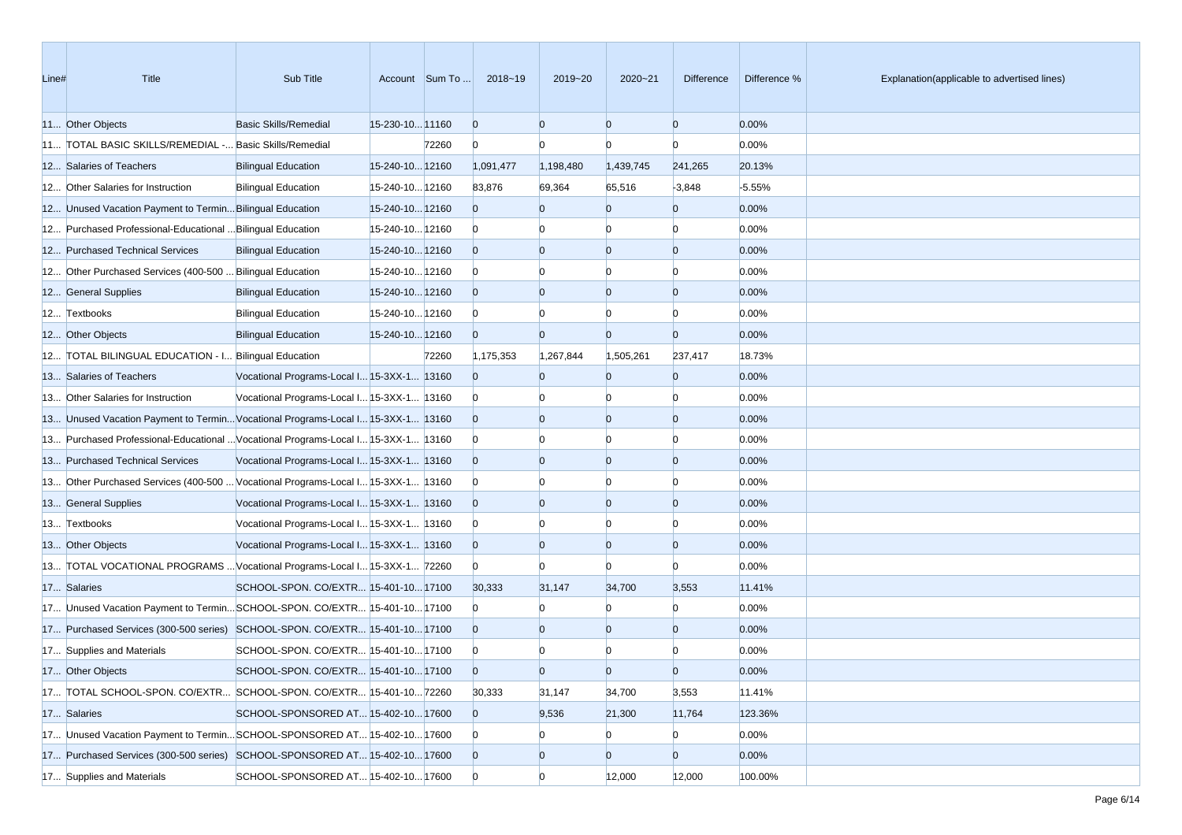| Line# | Title | Sub Title | Account | Sum To ... | 2018~19 | 2019~20 | 2020~21 | Difference | Difference % | Explanation(applicable to advertised lines) |
|---|---|---|---|---|---|---|---|---|---|---|
| 11... | Other Objects | Basic Skills/Remedial | 15-230-10... | 11160 | 0 | 0 | 0 | 0 | 0.00% | |
| 11... | TOTAL BASIC SKILLS/REMEDIAL -... | Basic Skills/Remedial | | 72260 | 0 | 0 | 0 | 0 | 0.00% | |
| 12... | Salaries of Teachers | Bilingual Education | 15-240-10... | 12160 | 1,091,477 | 1,198,480 | 1,439,745 | 241,265 | 20.13% | |
| 12... | Other Salaries for Instruction | Bilingual Education | 15-240-10... | 12160 | 83,876 | 69,364 | 65,516 | -3,848 | -5.55% | |
| 12... | Unused Vacation Payment to Termin... | Bilingual Education | 15-240-10... | 12160 | 0 | 0 | 0 | 0 | 0.00% | |
| 12... | Purchased Professional-Educational ... | Bilingual Education | 15-240-10... | 12160 | 0 | 0 | 0 | 0 | 0.00% | |
| 12... | Purchased Technical Services | Bilingual Education | 15-240-10... | 12160 | 0 | 0 | 0 | 0 | 0.00% | |
| 12... | Other Purchased Services (400-500 ... | Bilingual Education | 15-240-10... | 12160 | 0 | 0 | 0 | 0 | 0.00% | |
| 12... | General Supplies | Bilingual Education | 15-240-10... | 12160 | 0 | 0 | 0 | 0 | 0.00% | |
| 12... | Textbooks | Bilingual Education | 15-240-10... | 12160 | 0 | 0 | 0 | 0 | 0.00% | |
| 12... | Other Objects | Bilingual Education | 15-240-10... | 12160 | 0 | 0 | 0 | 0 | 0.00% | |
| 12... | TOTAL BILINGUAL EDUCATION - I... | Bilingual Education | | 72260 | 1,175,353 | 1,267,844 | 1,505,261 | 237,417 | 18.73% | |
| 13... | Salaries of Teachers | Vocational Programs-Local I... | 15-3XX-1... | 13160 | 0 | 0 | 0 | 0 | 0.00% | |
| 13... | Other Salaries for Instruction | Vocational Programs-Local I... | 15-3XX-1... | 13160 | 0 | 0 | 0 | 0 | 0.00% | |
| 13... | Unused Vacation Payment to Termin... | Vocational Programs-Local I... | 15-3XX-1... | 13160 | 0 | 0 | 0 | 0 | 0.00% | |
| 13... | Purchased Professional-Educational ... | Vocational Programs-Local I... | 15-3XX-1... | 13160 | 0 | 0 | 0 | 0 | 0.00% | |
| 13... | Purchased Technical Services | Vocational Programs-Local I... | 15-3XX-1... | 13160 | 0 | 0 | 0 | 0 | 0.00% | |
| 13... | Other Purchased Services (400-500 ... | Vocational Programs-Local I... | 15-3XX-1... | 13160 | 0 | 0 | 0 | 0 | 0.00% | |
| 13... | General Supplies | Vocational Programs-Local I... | 15-3XX-1... | 13160 | 0 | 0 | 0 | 0 | 0.00% | |
| 13... | Textbooks | Vocational Programs-Local I... | 15-3XX-1... | 13160 | 0 | 0 | 0 | 0 | 0.00% | |
| 13... | Other Objects | Vocational Programs-Local I... | 15-3XX-1... | 13160 | 0 | 0 | 0 | 0 | 0.00% | |
| 13... | TOTAL VOCATIONAL PROGRAMS ... | Vocational Programs-Local I... | 15-3XX-1... | 72260 | 0 | 0 | 0 | 0 | 0.00% | |
| 17... | Salaries | SCHOOL-SPON. CO/EXTR... | 15-401-10... | 17100 | 30,333 | 31,147 | 34,700 | 3,553 | 11.41% | |
| 17... | Unused Vacation Payment to Termin... | SCHOOL-SPON. CO/EXTR... | 15-401-10... | 17100 | 0 | 0 | 0 | 0 | 0.00% | |
| 17... | Purchased Services (300-500 series) | SCHOOL-SPON. CO/EXTR... | 15-401-10... | 17100 | 0 | 0 | 0 | 0 | 0.00% | |
| 17... | Supplies and Materials | SCHOOL-SPON. CO/EXTR... | 15-401-10... | 17100 | 0 | 0 | 0 | 0 | 0.00% | |
| 17... | Other Objects | SCHOOL-SPON. CO/EXTR... | 15-401-10... | 17100 | 0 | 0 | 0 | 0 | 0.00% | |
| 17... | TOTAL SCHOOL-SPON. CO/EXTR... | SCHOOL-SPON. CO/EXTR... | 15-401-10... | 72260 | 30,333 | 31,147 | 34,700 | 3,553 | 11.41% | |
| 17... | Salaries | SCHOOL-SPONSORED AT... | 15-402-10... | 17600 | 0 | 9,536 | 21,300 | 11,764 | 123.36% | |
| 17... | Unused Vacation Payment to Termin... | SCHOOL-SPONSORED AT... | 15-402-10... | 17600 | 0 | 0 | 0 | 0 | 0.00% | |
| 17... | Purchased Services (300-500 series) | SCHOOL-SPONSORED AT... | 15-402-10... | 17600 | 0 | 0 | 0 | 0 | 0.00% | |
| 17... | Supplies and Materials | SCHOOL-SPONSORED AT... | 15-402-10... | 17600 | 0 | 0 | 12,000 | 12,000 | 100.00% | |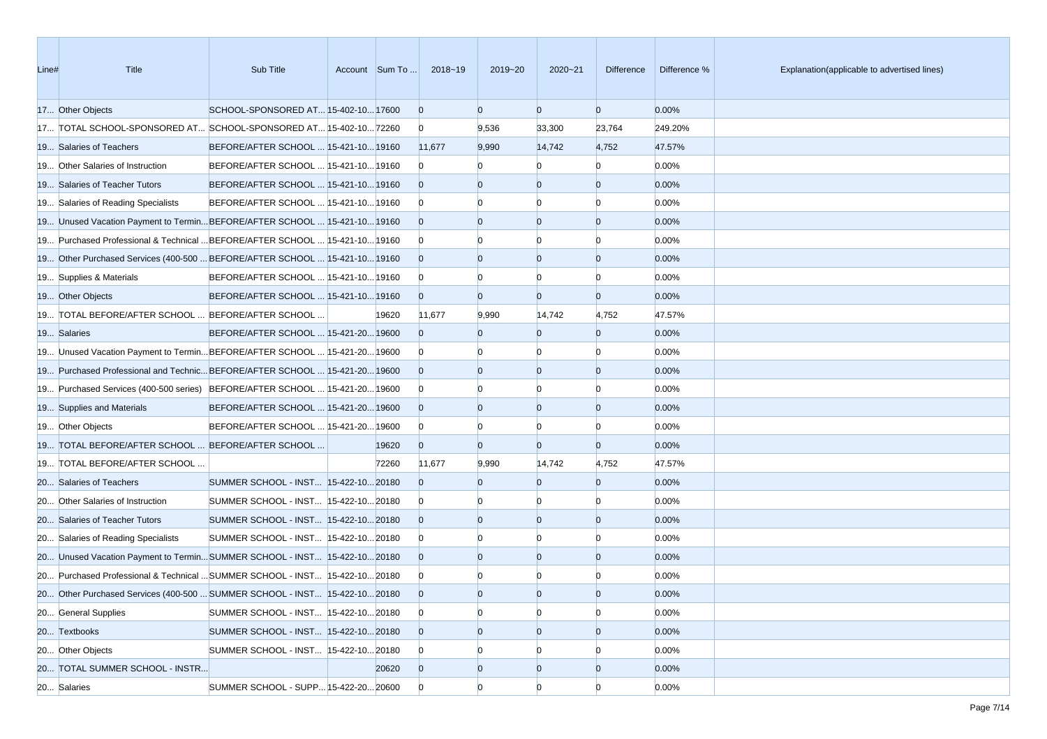| Line# | Title | Sub Title | Account | Sum To ... | 2018~19 | 2019~20 | 2020~21 | Difference | Difference % | Explanation(applicable to advertised lines) |
|---|---|---|---|---|---|---|---|---|---|---|
| 17... | Other Objects | SCHOOL-SPONSORED AT... | 15-402-10... | 17600 | 0 | 0 | 0 | 0 | 0.00% | |
| 17... | TOTAL SCHOOL-SPONSORED AT... | SCHOOL-SPONSORED AT... | 15-402-10... | 72260 | 0 | 9,536 | 33,300 | 23,764 | 249.20% | |
| 19... | Salaries of Teachers | BEFORE/AFTER SCHOOL ... | 15-421-10... | 19160 | 11,677 | 9,990 | 14,742 | 4,752 | 47.57% | |
| 19... | Other Salaries of Instruction | BEFORE/AFTER SCHOOL ... | 15-421-10... | 19160 | 0 | 0 | 0 | 0 | 0.00% | |
| 19... | Salaries of Teacher Tutors | BEFORE/AFTER SCHOOL ... | 15-421-10... | 19160 | 0 | 0 | 0 | 0 | 0.00% | |
| 19... | Salaries of Reading Specialists | BEFORE/AFTER SCHOOL ... | 15-421-10... | 19160 | 0 | 0 | 0 | 0 | 0.00% | |
| 19... | Unused Vacation Payment to Termin... | BEFORE/AFTER SCHOOL ... | 15-421-10... | 19160 | 0 | 0 | 0 | 0 | 0.00% | |
| 19... | Purchased Professional & Technical ... | BEFORE/AFTER SCHOOL ... | 15-421-10... | 19160 | 0 | 0 | 0 | 0 | 0.00% | |
| 19... | Other Purchased Services (400-500 ... | BEFORE/AFTER SCHOOL ... | 15-421-10... | 19160 | 0 | 0 | 0 | 0 | 0.00% | |
| 19... | Supplies & Materials | BEFORE/AFTER SCHOOL ... | 15-421-10... | 19160 | 0 | 0 | 0 | 0 | 0.00% | |
| 19... | Other Objects | BEFORE/AFTER SCHOOL ... | 15-421-10... | 19160 | 0 | 0 | 0 | 0 | 0.00% | |
| 19... | TOTAL BEFORE/AFTER SCHOOL ... | BEFORE/AFTER SCHOOL ... | | 19620 | 11,677 | 9,990 | 14,742 | 4,752 | 47.57% | |
| 19... | Salaries | BEFORE/AFTER SCHOOL ... | 15-421-20... | 19600 | 0 | 0 | 0 | 0 | 0.00% | |
| 19... | Unused Vacation Payment to Termin... | BEFORE/AFTER SCHOOL ... | 15-421-20... | 19600 | 0 | 0 | 0 | 0 | 0.00% | |
| 19... | Purchased Professional and Technic... | BEFORE/AFTER SCHOOL ... | 15-421-20... | 19600 | 0 | 0 | 0 | 0 | 0.00% | |
| 19... | Purchased Services (400-500 series) | BEFORE/AFTER SCHOOL ... | 15-421-20... | 19600 | 0 | 0 | 0 | 0 | 0.00% | |
| 19... | Supplies and Materials | BEFORE/AFTER SCHOOL ... | 15-421-20... | 19600 | 0 | 0 | 0 | 0 | 0.00% | |
| 19... | Other Objects | BEFORE/AFTER SCHOOL ... | 15-421-20... | 19600 | 0 | 0 | 0 | 0 | 0.00% | |
| 19... | TOTAL BEFORE/AFTER SCHOOL ... | BEFORE/AFTER SCHOOL ... | | 19620 | 0 | 0 | 0 | 0 | 0.00% | |
| 19... | TOTAL BEFORE/AFTER SCHOOL ... | | | 72260 | 11,677 | 9,990 | 14,742 | 4,752 | 47.57% | |
| 20... | Salaries of Teachers | SUMMER SCHOOL - INST... | 15-422-10... | 20180 | 0 | 0 | 0 | 0 | 0.00% | |
| 20... | Other Salaries of Instruction | SUMMER SCHOOL - INST... | 15-422-10... | 20180 | 0 | 0 | 0 | 0 | 0.00% | |
| 20... | Salaries of Teacher Tutors | SUMMER SCHOOL - INST... | 15-422-10... | 20180 | 0 | 0 | 0 | 0 | 0.00% | |
| 20... | Salaries of Reading Specialists | SUMMER SCHOOL - INST... | 15-422-10... | 20180 | 0 | 0 | 0 | 0 | 0.00% | |
| 20... | Unused Vacation Payment to Termin... | SUMMER SCHOOL - INST... | 15-422-10... | 20180 | 0 | 0 | 0 | 0 | 0.00% | |
| 20... | Purchased Professional & Technical ... | SUMMER SCHOOL - INST... | 15-422-10... | 20180 | 0 | 0 | 0 | 0 | 0.00% | |
| 20... | Other Purchased Services (400-500 ... | SUMMER SCHOOL - INST... | 15-422-10... | 20180 | 0 | 0 | 0 | 0 | 0.00% | |
| 20... | General Supplies | SUMMER SCHOOL - INST... | 15-422-10... | 20180 | 0 | 0 | 0 | 0 | 0.00% | |
| 20... | Textbooks | SUMMER SCHOOL - INST... | 15-422-10... | 20180 | 0 | 0 | 0 | 0 | 0.00% | |
| 20... | Other Objects | SUMMER SCHOOL - INST... | 15-422-10... | 20180 | 0 | 0 | 0 | 0 | 0.00% | |
| 20... | TOTAL SUMMER SCHOOL - INSTR... | | | 20620 | 0 | 0 | 0 | 0 | 0.00% | |
| 20... | Salaries | SUMMER SCHOOL - SUPP... | 15-422-20... | 20600 | 0 | 0 | 0 | 0 | 0.00% | |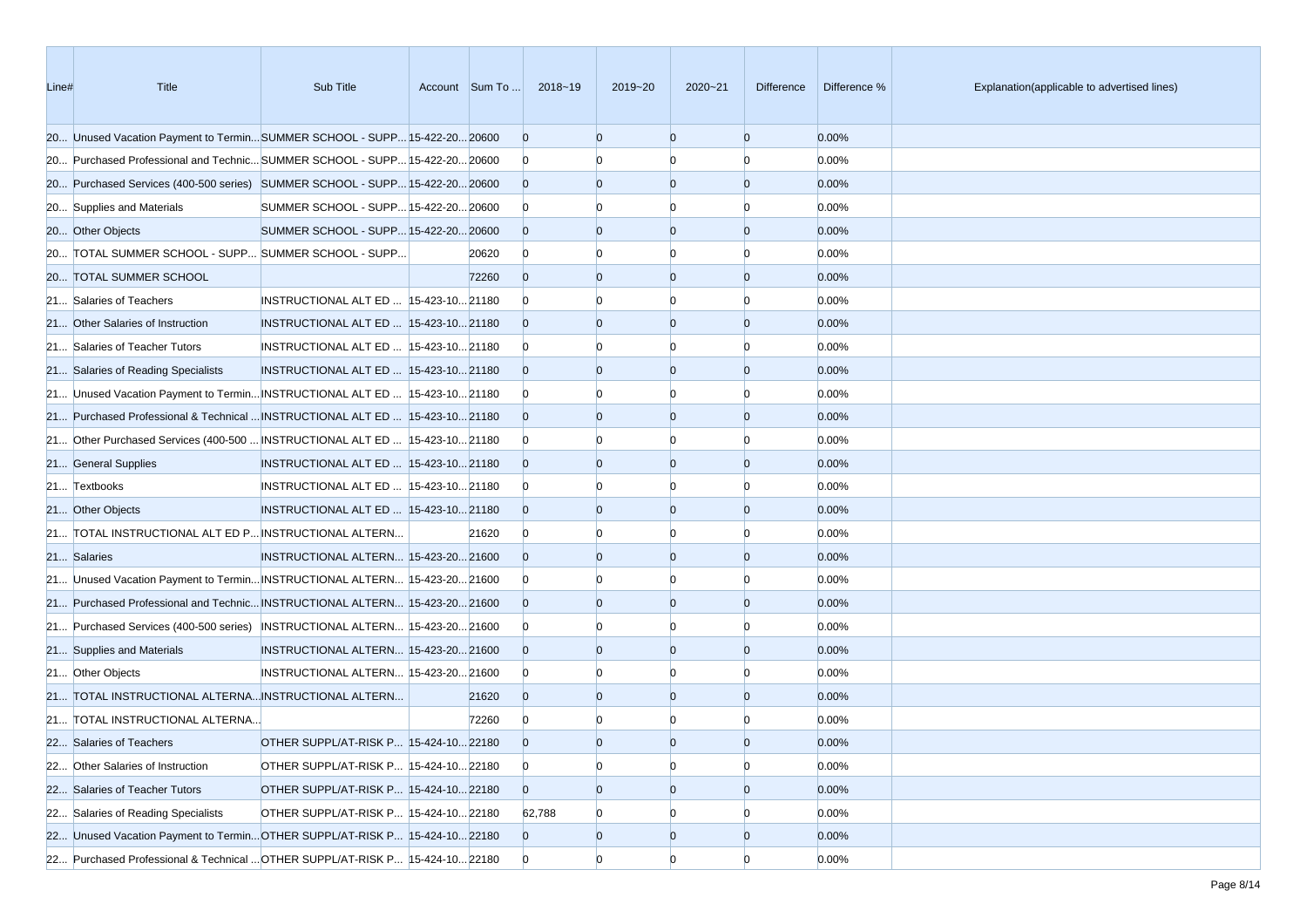| Line# | Title | Sub Title | Account | Sum To ... | 2018~19 | 2019~20 | 2020~21 | Difference | Difference % | Explanation(applicable to advertised lines) |
|---|---|---|---|---|---|---|---|---|---|---|
| 20... | Unused Vacation Payment to Termin... | SUMMER SCHOOL - SUPP... | 15-422-20... | 20600 | 0 | 0 | 0 | 0 | 0.00% | |
| 20... | Purchased Professional and Technic... | SUMMER SCHOOL - SUPP... | 15-422-20... | 20600 | 0 | 0 | 0 | 0 | 0.00% | |
| 20... | Purchased Services (400-500 series) | SUMMER SCHOOL - SUPP... | 15-422-20... | 20600 | 0 | 0 | 0 | 0 | 0.00% | |
| 20... | Supplies and Materials | SUMMER SCHOOL - SUPP... | 15-422-20... | 20600 | 0 | 0 | 0 | 0 | 0.00% | |
| 20... | Other Objects | SUMMER SCHOOL - SUPP... | 15-422-20... | 20600 | 0 | 0 | 0 | 0 | 0.00% | |
| 20... | TOTAL SUMMER SCHOOL - SUPP... | SUMMER SCHOOL - SUPP... | | 20620 | 0 | 0 | 0 | 0 | 0.00% | |
| 20... | TOTAL SUMMER SCHOOL | | | 72260 | 0 | 0 | 0 | 0 | 0.00% | |
| 21... | Salaries of Teachers | INSTRUCTIONAL ALT ED ... | 15-423-10... | 21180 | 0 | 0 | 0 | 0 | 0.00% | |
| 21... | Other Salaries of Instruction | INSTRUCTIONAL ALT ED ... | 15-423-10... | 21180 | 0 | 0 | 0 | 0 | 0.00% | |
| 21... | Salaries of Teacher Tutors | INSTRUCTIONAL ALT ED ... | 15-423-10... | 21180 | 0 | 0 | 0 | 0 | 0.00% | |
| 21... | Salaries of Reading Specialists | INSTRUCTIONAL ALT ED ... | 15-423-10... | 21180 | 0 | 0 | 0 | 0 | 0.00% | |
| 21... | Unused Vacation Payment to Termin... | INSTRUCTIONAL ALT ED ... | 15-423-10... | 21180 | 0 | 0 | 0 | 0 | 0.00% | |
| 21... | Purchased Professional & Technical ... | INSTRUCTIONAL ALT ED ... | 15-423-10... | 21180 | 0 | 0 | 0 | 0 | 0.00% | |
| 21... | Other Purchased Services (400-500 ... | INSTRUCTIONAL ALT ED ... | 15-423-10... | 21180 | 0 | 0 | 0 | 0 | 0.00% | |
| 21... | General Supplies | INSTRUCTIONAL ALT ED ... | 15-423-10... | 21180 | 0 | 0 | 0 | 0 | 0.00% | |
| 21... | Textbooks | INSTRUCTIONAL ALT ED ... | 15-423-10... | 21180 | 0 | 0 | 0 | 0 | 0.00% | |
| 21... | Other Objects | INSTRUCTIONAL ALT ED ... | 15-423-10... | 21180 | 0 | 0 | 0 | 0 | 0.00% | |
| 21... | TOTAL INSTRUCTIONAL ALT ED P... | INSTRUCTIONAL ALTERN... | | 21620 | 0 | 0 | 0 | 0 | 0.00% | |
| 21... | Salaries | INSTRUCTIONAL ALTERN... | 15-423-20... | 21600 | 0 | 0 | 0 | 0 | 0.00% | |
| 21... | Unused Vacation Payment to Termin... | INSTRUCTIONAL ALTERN... | 15-423-20... | 21600 | 0 | 0 | 0 | 0 | 0.00% | |
| 21... | Purchased Professional and Technic... | INSTRUCTIONAL ALTERN... | 15-423-20... | 21600 | 0 | 0 | 0 | 0 | 0.00% | |
| 21... | Purchased Services (400-500 series) | INSTRUCTIONAL ALTERN... | 15-423-20... | 21600 | 0 | 0 | 0 | 0 | 0.00% | |
| 21... | Supplies and Materials | INSTRUCTIONAL ALTERN... | 15-423-20... | 21600 | 0 | 0 | 0 | 0 | 0.00% | |
| 21... | Other Objects | INSTRUCTIONAL ALTERN... | 15-423-20... | 21600 | 0 | 0 | 0 | 0 | 0.00% | |
| 21... | TOTAL INSTRUCTIONAL ALTERNA... | INSTRUCTIONAL ALTERN... | | 21620 | 0 | 0 | 0 | 0 | 0.00% | |
| 21... | TOTAL INSTRUCTIONAL ALTERNA... | | | 72260 | 0 | 0 | 0 | 0 | 0.00% | |
| 22... | Salaries of Teachers | OTHER SUPPL/AT-RISK P... | 15-424-10... | 22180 | 0 | 0 | 0 | 0 | 0.00% | |
| 22... | Other Salaries of Instruction | OTHER SUPPL/AT-RISK P... | 15-424-10... | 22180 | 0 | 0 | 0 | 0 | 0.00% | |
| 22... | Salaries of Teacher Tutors | OTHER SUPPL/AT-RISK P... | 15-424-10... | 22180 | 0 | 0 | 0 | 0 | 0.00% | |
| 22... | Salaries of Reading Specialists | OTHER SUPPL/AT-RISK P... | 15-424-10... | 22180 | 62,788 | 0 | 0 | 0 | 0.00% | |
| 22... | Unused Vacation Payment to Termin... | OTHER SUPPL/AT-RISK P... | 15-424-10... | 22180 | 0 | 0 | 0 | 0 | 0.00% | |
| 22... | Purchased Professional & Technical ... | OTHER SUPPL/AT-RISK P... | 15-424-10... | 22180 | 0 | 0 | 0 | 0 | 0.00% | |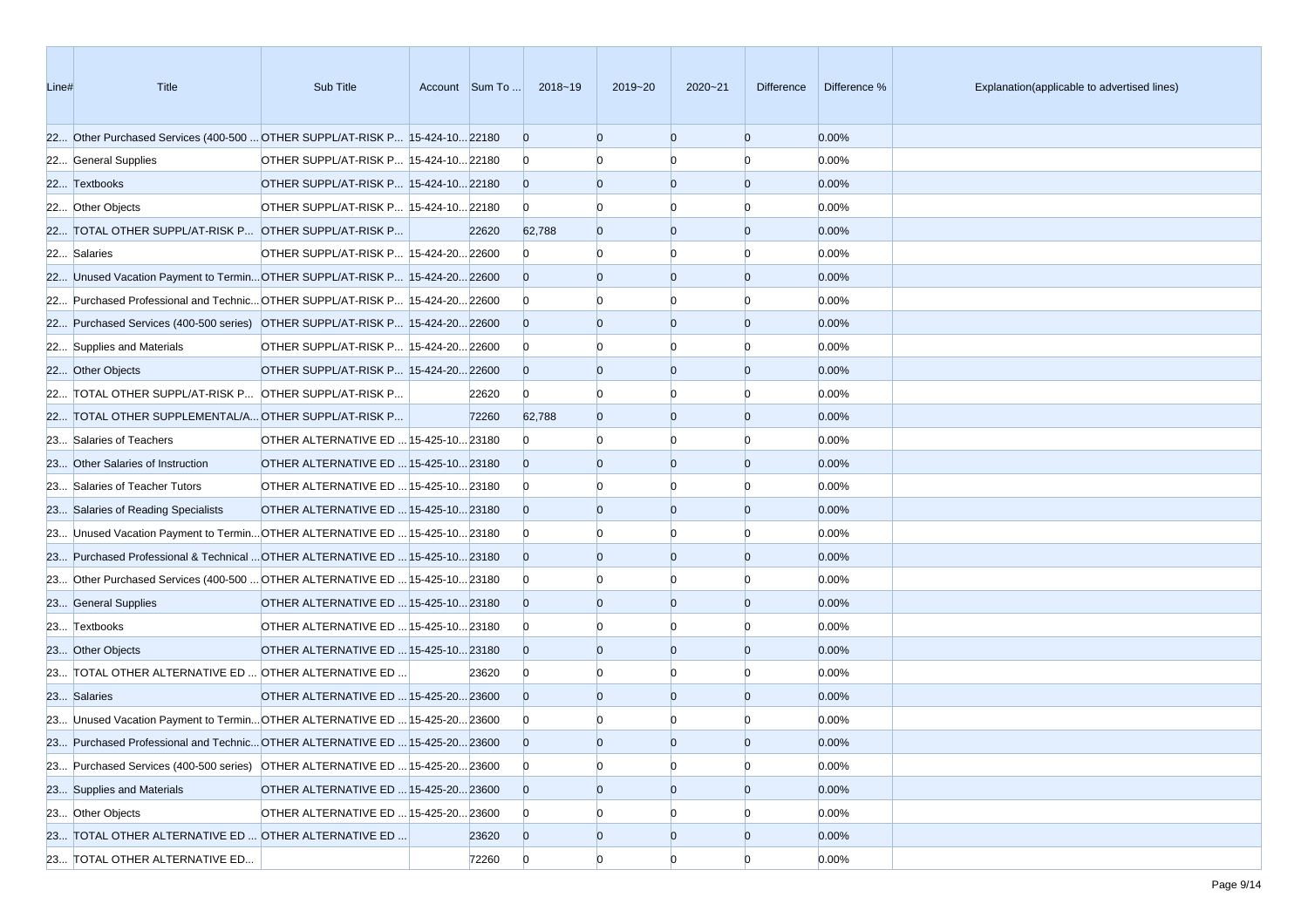| Line# | Title | Sub Title | Account | Sum To ... | 2018~19 | 2019~20 | 2020~21 | Difference | Difference % | Explanation(applicable to advertised lines) |
|---|---|---|---|---|---|---|---|---|---|---|
| 22... | Other Purchased Services (400-500 ... | OTHER SUPPL/AT-RISK P... | 15-424-10... | 22180 | 0 | 0 | 0 | 0 | 0.00% | |
| 22... | General Supplies | OTHER SUPPL/AT-RISK P... | 15-424-10... | 22180 | 0 | 0 | 0 | 0 | 0.00% | |
| 22... | Textbooks | OTHER SUPPL/AT-RISK P... | 15-424-10... | 22180 | 0 | 0 | 0 | 0 | 0.00% | |
| 22... | Other Objects | OTHER SUPPL/AT-RISK P... | 15-424-10... | 22180 | 0 | 0 | 0 | 0 | 0.00% | |
| 22... | TOTAL OTHER SUPPL/AT-RISK P... | OTHER SUPPL/AT-RISK P... | | 22620 | 62,788 | 0 | 0 | 0 | 0.00% | |
| 22... | Salaries | OTHER SUPPL/AT-RISK P... | 15-424-20... | 22600 | 0 | 0 | 0 | 0 | 0.00% | |
| 22... | Unused Vacation Payment to Termin... | OTHER SUPPL/AT-RISK P... | 15-424-20... | 22600 | 0 | 0 | 0 | 0 | 0.00% | |
| 22... | Purchased Professional and Technic... | OTHER SUPPL/AT-RISK P... | 15-424-20... | 22600 | 0 | 0 | 0 | 0 | 0.00% | |
| 22... | Purchased Services (400-500 series) | OTHER SUPPL/AT-RISK P... | 15-424-20... | 22600 | 0 | 0 | 0 | 0 | 0.00% | |
| 22... | Supplies and Materials | OTHER SUPPL/AT-RISK P... | 15-424-20... | 22600 | 0 | 0 | 0 | 0 | 0.00% | |
| 22... | Other Objects | OTHER SUPPL/AT-RISK P... | 15-424-20... | 22600 | 0 | 0 | 0 | 0 | 0.00% | |
| 22... | TOTAL OTHER SUPPL/AT-RISK P... | OTHER SUPPL/AT-RISK P... | | 22620 | 0 | 0 | 0 | 0 | 0.00% | |
| 22... | TOTAL OTHER SUPPLEMENTAL/A... | OTHER SUPPL/AT-RISK P... | | 72260 | 62,788 | 0 | 0 | 0 | 0.00% | |
| 23... | Salaries of Teachers | OTHER ALTERNATIVE ED ... | 15-425-10... | 23180 | 0 | 0 | 0 | 0 | 0.00% | |
| 23... | Other Salaries of Instruction | OTHER ALTERNATIVE ED ... | 15-425-10... | 23180 | 0 | 0 | 0 | 0 | 0.00% | |
| 23... | Salaries of Teacher Tutors | OTHER ALTERNATIVE ED ... | 15-425-10... | 23180 | 0 | 0 | 0 | 0 | 0.00% | |
| 23... | Salaries of Reading Specialists | OTHER ALTERNATIVE ED ... | 15-425-10... | 23180 | 0 | 0 | 0 | 0 | 0.00% | |
| 23... | Unused Vacation Payment to Termin... | OTHER ALTERNATIVE ED ... | 15-425-10... | 23180 | 0 | 0 | 0 | 0 | 0.00% | |
| 23... | Purchased Professional & Technical ... | OTHER ALTERNATIVE ED ... | 15-425-10... | 23180 | 0 | 0 | 0 | 0 | 0.00% | |
| 23... | Other Purchased Services (400-500 ... | OTHER ALTERNATIVE ED ... | 15-425-10... | 23180 | 0 | 0 | 0 | 0 | 0.00% | |
| 23... | General Supplies | OTHER ALTERNATIVE ED ... | 15-425-10... | 23180 | 0 | 0 | 0 | 0 | 0.00% | |
| 23... | Textbooks | OTHER ALTERNATIVE ED ... | 15-425-10... | 23180 | 0 | 0 | 0 | 0 | 0.00% | |
| 23... | Other Objects | OTHER ALTERNATIVE ED ... | 15-425-10... | 23180 | 0 | 0 | 0 | 0 | 0.00% | |
| 23... | TOTAL OTHER ALTERNATIVE ED ... | OTHER ALTERNATIVE ED ... | | 23620 | 0 | 0 | 0 | 0 | 0.00% | |
| 23... | Salaries | OTHER ALTERNATIVE ED ... | 15-425-20... | 23600 | 0 | 0 | 0 | 0 | 0.00% | |
| 23... | Unused Vacation Payment to Termin... | OTHER ALTERNATIVE ED ... | 15-425-20... | 23600 | 0 | 0 | 0 | 0 | 0.00% | |
| 23... | Purchased Professional and Technic... | OTHER ALTERNATIVE ED ... | 15-425-20... | 23600 | 0 | 0 | 0 | 0 | 0.00% | |
| 23... | Purchased Services (400-500 series) | OTHER ALTERNATIVE ED ... | 15-425-20... | 23600 | 0 | 0 | 0 | 0 | 0.00% | |
| 23... | Supplies and Materials | OTHER ALTERNATIVE ED ... | 15-425-20... | 23600 | 0 | 0 | 0 | 0 | 0.00% | |
| 23... | Other Objects | OTHER ALTERNATIVE ED ... | 15-425-20... | 23600 | 0 | 0 | 0 | 0 | 0.00% | |
| 23... | TOTAL OTHER ALTERNATIVE ED ... | OTHER ALTERNATIVE ED ... | | 23620 | 0 | 0 | 0 | 0 | 0.00% | |
| 23... | TOTAL OTHER ALTERNATIVE ED... | | | 72260 | 0 | 0 | 0 | 0 | 0.00% | |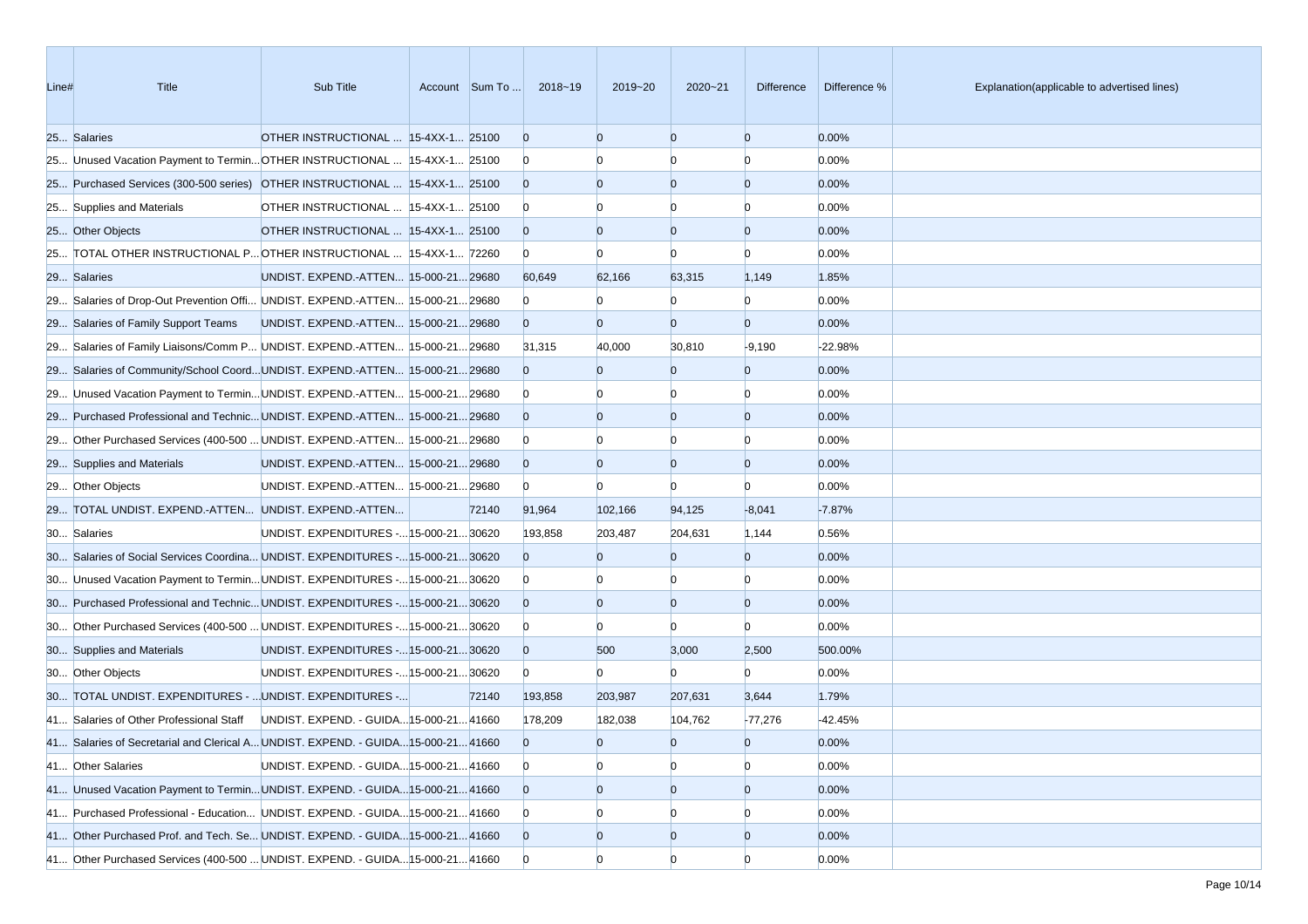| Line# | Title | Sub Title | Account | Sum To ... | 2018~19 | 2019~20 | 2020~21 | Difference | Difference % | Explanation(applicable to advertised lines) |
|---|---|---|---|---|---|---|---|---|---|---|
| 25... | Salaries | OTHER INSTRUCTIONAL ... | 15-4XX-1... | 25100 | 0 | 0 | 0 | 0 | 0.00% | |
| 25... | Unused Vacation Payment to Termin... | OTHER INSTRUCTIONAL ... | 15-4XX-1... | 25100 | 0 | 0 | 0 | 0 | 0.00% | |
| 25... | Purchased Services (300-500 series) | OTHER INSTRUCTIONAL ... | 15-4XX-1... | 25100 | 0 | 0 | 0 | 0 | 0.00% | |
| 25... | Supplies and Materials | OTHER INSTRUCTIONAL ... | 15-4XX-1... | 25100 | 0 | 0 | 0 | 0 | 0.00% | |
| 25... | Other Objects | OTHER INSTRUCTIONAL ... | 15-4XX-1... | 25100 | 0 | 0 | 0 | 0 | 0.00% | |
| 25... | TOTAL OTHER INSTRUCTIONAL P... | OTHER INSTRUCTIONAL ... | 15-4XX-1... | 72260 | 0 | 0 | 0 | 0 | 0.00% | |
| 29... | Salaries | UNDIST. EXPEND.-ATTEN... | 15-000-21... | 29680 | 60,649 | 62,166 | 63,315 | 1,149 | 1.85% | |
| 29... | Salaries of Drop-Out Prevention Offi... | UNDIST. EXPEND.-ATTEN... | 15-000-21... | 29680 | 0 | 0 | 0 | 0 | 0.00% | |
| 29... | Salaries of Family Support Teams | UNDIST. EXPEND.-ATTEN... | 15-000-21... | 29680 | 0 | 0 | 0 | 0 | 0.00% | |
| 29... | Salaries of Family Liaisons/Comm P... | UNDIST. EXPEND.-ATTEN... | 15-000-21... | 29680 | 31,315 | 40,000 | 30,810 | -9,190 | -22.98% | |
| 29... | Salaries of Community/School Coord... | UNDIST. EXPEND.-ATTEN... | 15-000-21... | 29680 | 0 | 0 | 0 | 0 | 0.00% | |
| 29... | Unused Vacation Payment to Termin... | UNDIST. EXPEND.-ATTEN... | 15-000-21... | 29680 | 0 | 0 | 0 | 0 | 0.00% | |
| 29... | Purchased Professional and Technic... | UNDIST. EXPEND.-ATTEN... | 15-000-21... | 29680 | 0 | 0 | 0 | 0 | 0.00% | |
| 29... | Other Purchased Services (400-500 ... | UNDIST. EXPEND.-ATTEN... | 15-000-21... | 29680 | 0 | 0 | 0 | 0 | 0.00% | |
| 29... | Supplies and Materials | UNDIST. EXPEND.-ATTEN... | 15-000-21... | 29680 | 0 | 0 | 0 | 0 | 0.00% | |
| 29... | Other Objects | UNDIST. EXPEND.-ATTEN... | 15-000-21... | 29680 | 0 | 0 | 0 | 0 | 0.00% | |
| 29... | TOTAL UNDIST. EXPEND.-ATTEN... | UNDIST. EXPEND.-ATTEN... | | 72140 | 91,964 | 102,166 | 94,125 | -8,041 | -7.87% | |
| 30... | Salaries | UNDIST. EXPENDITURES -... | 15-000-21... | 30620 | 193,858 | 203,487 | 204,631 | 1,144 | 0.56% | |
| 30... | Salaries of Social Services Coordina... | UNDIST. EXPENDITURES -... | 15-000-21... | 30620 | 0 | 0 | 0 | 0 | 0.00% | |
| 30... | Unused Vacation Payment to Termin... | UNDIST. EXPENDITURES -... | 15-000-21... | 30620 | 0 | 0 | 0 | 0 | 0.00% | |
| 30... | Purchased Professional and Technic... | UNDIST. EXPENDITURES -... | 15-000-21... | 30620 | 0 | 0 | 0 | 0 | 0.00% | |
| 30... | Other Purchased Services (400-500 ... | UNDIST. EXPENDITURES -... | 15-000-21... | 30620 | 0 | 0 | 0 | 0 | 0.00% | |
| 30... | Supplies and Materials | UNDIST. EXPENDITURES -... | 15-000-21... | 30620 | 0 | 500 | 3,000 | 2,500 | 500.00% | |
| 30... | Other Objects | UNDIST. EXPENDITURES -... | 15-000-21... | 30620 | 0 | 0 | 0 | 0 | 0.00% | |
| 30... | TOTAL UNDIST. EXPENDITURES - ... | UNDIST. EXPENDITURES -... | | 72140 | 193,858 | 203,987 | 207,631 | 3,644 | 1.79% | |
| 41... | Salaries of Other Professional Staff | UNDIST. EXPEND. - GUIDA... | 15-000-21... | 41660 | 178,209 | 182,038 | 104,762 | -77,276 | -42.45% | |
| 41... | Salaries of Secretarial and Clerical A... | UNDIST. EXPEND. - GUIDA... | 15-000-21... | 41660 | 0 | 0 | 0 | 0 | 0.00% | |
| 41... | Other Salaries | UNDIST. EXPEND. - GUIDA... | 15-000-21... | 41660 | 0 | 0 | 0 | 0 | 0.00% | |
| 41... | Unused Vacation Payment to Termin... | UNDIST. EXPEND. - GUIDA... | 15-000-21... | 41660 | 0 | 0 | 0 | 0 | 0.00% | |
| 41... | Purchased Professional - Education... | UNDIST. EXPEND. - GUIDA... | 15-000-21... | 41660 | 0 | 0 | 0 | 0 | 0.00% | |
| 41... | Other Purchased Prof. and Tech. Se... | UNDIST. EXPEND. - GUIDA... | 15-000-21... | 41660 | 0 | 0 | 0 | 0 | 0.00% | |
| 41... | Other Purchased Services (400-500 ... | UNDIST. EXPEND. - GUIDA... | 15-000-21... | 41660 | 0 | 0 | 0 | 0 | 0.00% | |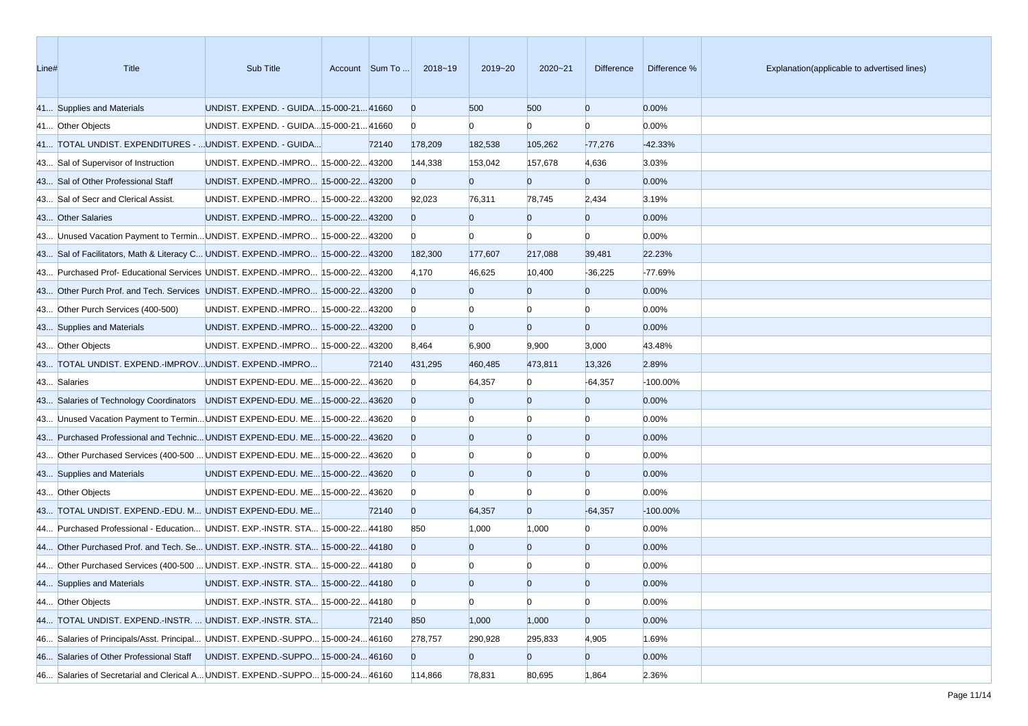| Line# | Title | Sub Title | Account | Sum To ... | 2018~19 | 2019~20 | 2020~21 | Difference | Difference % | Explanation(applicable to advertised lines) |
|---|---|---|---|---|---|---|---|---|---|---|
| 41... | Supplies and Materials | UNDIST. EXPEND. - GUIDA... | 15-000-21... | 41660 | 0 | 500 | 500 | 0 | 0.00% | |
| 41... | Other Objects | UNDIST. EXPEND. - GUIDA... | 15-000-21... | 41660 | 0 | 0 | 0 | 0 | 0.00% | |
| 41... | TOTAL UNDIST. EXPENDITURES - ... | UNDIST. EXPEND. - GUIDA... | | 72140 | 178,209 | 182,538 | 105,262 | -77,276 | -42.33% | |
| 43... | Sal of Supervisor of Instruction | UNDIST. EXPEND.-IMPRO... | 15-000-22... | 43200 | 144,338 | 153,042 | 157,678 | 4,636 | 3.03% | |
| 43... | Sal of Other Professional Staff | UNDIST. EXPEND.-IMPRO... | 15-000-22... | 43200 | 0 | 0 | 0 | 0 | 0.00% | |
| 43... | Sal of Secr and Clerical Assist. | UNDIST. EXPEND.-IMPRO... | 15-000-22... | 43200 | 92,023 | 76,311 | 78,745 | 2,434 | 3.19% | |
| 43... | Other Salaries | UNDIST. EXPEND.-IMPRO... | 15-000-22... | 43200 | 0 | 0 | 0 | 0 | 0.00% | |
| 43... | Unused Vacation Payment to Termin... | UNDIST. EXPEND.-IMPRO... | 15-000-22... | 43200 | 0 | 0 | 0 | 0 | 0.00% | |
| 43... | Sal of Facilitators, Math & Literacy C... | UNDIST. EXPEND.-IMPRO... | 15-000-22... | 43200 | 182,300 | 177,607 | 217,088 | 39,481 | 22.23% | |
| 43... | Purchased Prof- Educational Services | UNDIST. EXPEND.-IMPRO... | 15-000-22... | 43200 | 4,170 | 46,625 | 10,400 | -36,225 | -77.69% | |
| 43... | Other Purch Prof. and Tech. Services | UNDIST. EXPEND.-IMPRO... | 15-000-22... | 43200 | 0 | 0 | 0 | 0 | 0.00% | |
| 43... | Other Purch Services (400-500) | UNDIST. EXPEND.-IMPRO... | 15-000-22... | 43200 | 0 | 0 | 0 | 0 | 0.00% | |
| 43... | Supplies and Materials | UNDIST. EXPEND.-IMPRO... | 15-000-22... | 43200 | 0 | 0 | 0 | 0 | 0.00% | |
| 43... | Other Objects | UNDIST. EXPEND.-IMPRO... | 15-000-22... | 43200 | 8,464 | 6,900 | 9,900 | 3,000 | 43.48% | |
| 43... | TOTAL UNDIST. EXPEND.-IMPROV... | UNDIST. EXPEND.-IMPRO... | | 72140 | 431,295 | 460,485 | 473,811 | 13,326 | 2.89% | |
| 43... | Salaries | UNDIST EXPEND-EDU. ME... | 15-000-22... | 43620 | 0 | 64,357 | 0 | -64,357 | -100.00% | |
| 43... | Salaries of Technology Coordinators | UNDIST EXPEND-EDU. ME... | 15-000-22... | 43620 | 0 | 0 | 0 | 0 | 0.00% | |
| 43... | Unused Vacation Payment to Termin... | UNDIST EXPEND-EDU. ME... | 15-000-22... | 43620 | 0 | 0 | 0 | 0 | 0.00% | |
| 43... | Purchased Professional and Technic... | UNDIST EXPEND-EDU. ME... | 15-000-22... | 43620 | 0 | 0 | 0 | 0 | 0.00% | |
| 43... | Other Purchased Services (400-500 ... | UNDIST EXPEND-EDU. ME... | 15-000-22... | 43620 | 0 | 0 | 0 | 0 | 0.00% | |
| 43... | Supplies and Materials | UNDIST EXPEND-EDU. ME... | 15-000-22... | 43620 | 0 | 0 | 0 | 0 | 0.00% | |
| 43... | Other Objects | UNDIST EXPEND-EDU. ME... | 15-000-22... | 43620 | 0 | 0 | 0 | 0 | 0.00% | |
| 43... | TOTAL UNDIST. EXPEND.-EDU. M... | UNDIST EXPEND-EDU. ME... | | 72140 | 0 | 64,357 | 0 | -64,357 | -100.00% | |
| 44... | Purchased Professional - Education... | UNDIST. EXP.-INSTR. STA... | 15-000-22... | 44180 | 850 | 1,000 | 1,000 | 0 | 0.00% | |
| 44... | Other Purchased Prof. and Tech. Se... | UNDIST. EXP.-INSTR. STA... | 15-000-22... | 44180 | 0 | 0 | 0 | 0 | 0.00% | |
| 44... | Other Purchased Services (400-500 ... | UNDIST. EXP.-INSTR. STA... | 15-000-22... | 44180 | 0 | 0 | 0 | 0 | 0.00% | |
| 44... | Supplies and Materials | UNDIST. EXP.-INSTR. STA... | 15-000-22... | 44180 | 0 | 0 | 0 | 0 | 0.00% | |
| 44... | Other Objects | UNDIST. EXP.-INSTR. STA... | 15-000-22... | 44180 | 0 | 0 | 0 | 0 | 0.00% | |
| 44... | TOTAL UNDIST. EXPEND.-INSTR. ... | UNDIST. EXP.-INSTR. STA... | | 72140 | 850 | 1,000 | 1,000 | 0 | 0.00% | |
| 46... | Salaries of Principals/Asst. Principal... | UNDIST. EXPEND.-SUPPO... | 15-000-24... | 46160 | 278,757 | 290,928 | 295,833 | 4,905 | 1.69% | |
| 46... | Salaries of Other Professional Staff | UNDIST. EXPEND.-SUPPO... | 15-000-24... | 46160 | 0 | 0 | 0 | 0 | 0.00% | |
| 46... | Salaries of Secretarial and Clerical A... | UNDIST. EXPEND.-SUPPO... | 15-000-24... | 46160 | 114,866 | 78,831 | 80,695 | 1,864 | 2.36% | |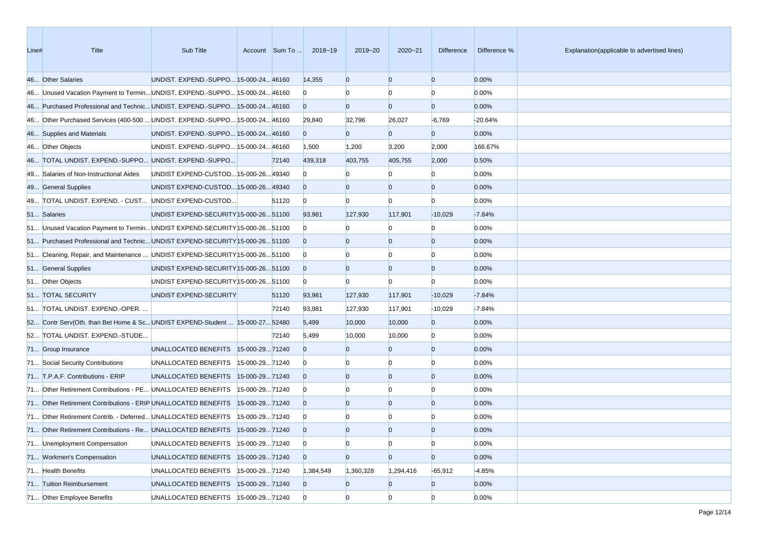| Line# | Title | Sub Title | Account | Sum To ... | 2018~19 | 2019~20 | 2020~21 | Difference | Difference % | Explanation(applicable to advertised lines) |
|---|---|---|---|---|---|---|---|---|---|---|
| 46... | Other Salaries | UNDIST. EXPEND.-SUPPO... | 15-000-24... | 46160 | 14,355 | 0 | 0 | 0 | 0.00% | |
| 46... | Unused Vacation Payment to Termin... | UNDIST. EXPEND.-SUPPO... | 15-000-24... | 46160 | 0 | 0 | 0 | 0 | 0.00% | |
| 46... | Purchased Professional and Technic... | UNDIST. EXPEND.-SUPPO... | 15-000-24... | 46160 | 0 | 0 | 0 | 0 | 0.00% | |
| 46... | Other Purchased Services (400-500 ... | UNDIST. EXPEND.-SUPPO... | 15-000-24... | 46160 | 29,840 | 32,796 | 26,027 | -6,769 | -20.64% | |
| 46... | Supplies and Materials | UNDIST. EXPEND.-SUPPO... | 15-000-24... | 46160 | 0 | 0 | 0 | 0 | 0.00% | |
| 46... | Other Objects | UNDIST. EXPEND.-SUPPO... | 15-000-24... | 46160 | 1,500 | 1,200 | 3,200 | 2,000 | 166.67% | |
| 46... | TOTAL UNDIST. EXPEND.-SUPPO... | UNDIST. EXPEND.-SUPPO... | | 72140 | 439,318 | 403,755 | 405,755 | 2,000 | 0.50% | |
| 49... | Salaries of Non-Instructional Aides | UNDIST EXPEND-CUSTOD... | 15-000-26... | 49340 | 0 | 0 | 0 | 0 | 0.00% | |
| 49... | General Supplies | UNDIST EXPEND-CUSTOD... | 15-000-26... | 49340 | 0 | 0 | 0 | 0 | 0.00% | |
| 49... | TOTAL UNDIST. EXPEND. - CUST... | UNDIST EXPEND-CUSTOD... | | 51120 | 0 | 0 | 0 | 0 | 0.00% | |
| 51... | Salaries | UNDIST EXPEND-SECURITY | 15-000-26... | 51100 | 93,981 | 127,930 | 117,901 | -10,029 | -7.84% | |
| 51... | Unused Vacation Payment to Termin... | UNDIST EXPEND-SECURITY | 15-000-26... | 51100 | 0 | 0 | 0 | 0 | 0.00% | |
| 51... | Purchased Professional and Technic... | UNDIST EXPEND-SECURITY | 15-000-26... | 51100 | 0 | 0 | 0 | 0 | 0.00% | |
| 51... | Cleaning, Repair, and Maintenance ... | UNDIST EXPEND-SECURITY | 15-000-26... | 51100 | 0 | 0 | 0 | 0 | 0.00% | |
| 51... | General Supplies | UNDIST EXPEND-SECURITY | 15-000-26... | 51100 | 0 | 0 | 0 | 0 | 0.00% | |
| 51... | Other Objects | UNDIST EXPEND-SECURITY | 15-000-26... | 51100 | 0 | 0 | 0 | 0 | 0.00% | |
| 51... | TOTAL SECURITY | UNDIST EXPEND-SECURITY | | 51120 | 93,981 | 127,930 | 117,901 | -10,029 | -7.84% | |
| 51... | TOTAL UNDIST. EXPEND.-OPER. ... | | | 72140 | 93,981 | 127,930 | 117,901 | -10,029 | -7.84% | |
| 52... | Contr Serv(Oth. than Bet Home & Sc... | UNDIST EXPEND-Student ... | 15-000-27... | 52480 | 5,499 | 10,000 | 10,000 | 0 | 0.00% | |
| 52... | TOTAL UNDIST. EXPEND.-STUDE... | | | 72140 | 5,499 | 10,000 | 10,000 | 0 | 0.00% | |
| 71... | Group Insurance | UNALLOCATED BENEFITS | 15-000-29... | 71240 | 0 | 0 | 0 | 0 | 0.00% | |
| 71... | Social Security Contributions | UNALLOCATED BENEFITS | 15-000-29... | 71240 | 0 | 0 | 0 | 0 | 0.00% | |
| 71... | T.P.A.F. Contributions - ERIP | UNALLOCATED BENEFITS | 15-000-29... | 71240 | 0 | 0 | 0 | 0 | 0.00% | |
| 71... | Other Retirement Contributions - PE... | UNALLOCATED BENEFITS | 15-000-29... | 71240 | 0 | 0 | 0 | 0 | 0.00% | |
| 71... | Other Retirement Contributions - ERIP | UNALLOCATED BENEFITS | 15-000-29... | 71240 | 0 | 0 | 0 | 0 | 0.00% | |
| 71... | Other Retirement Contrib. - Deferred... | UNALLOCATED BENEFITS | 15-000-29... | 71240 | 0 | 0 | 0 | 0 | 0.00% | |
| 71... | Other Retirement Contributions - Re... | UNALLOCATED BENEFITS | 15-000-29... | 71240 | 0 | 0 | 0 | 0 | 0.00% | |
| 71... | Unemployment Compensation | UNALLOCATED BENEFITS | 15-000-29... | 71240 | 0 | 0 | 0 | 0 | 0.00% | |
| 71... | Workmen's Compensation | UNALLOCATED BENEFITS | 15-000-29... | 71240 | 0 | 0 | 0 | 0 | 0.00% | |
| 71... | Health Benefits | UNALLOCATED BENEFITS | 15-000-29... | 71240 | 1,384,549 | 1,360,328 | 1,294,416 | -65,912 | -4.85% | |
| 71... | Tuition Reimbursement | UNALLOCATED BENEFITS | 15-000-29... | 71240 | 0 | 0 | 0 | 0 | 0.00% | |
| 71... | Other Employee Benefits | UNALLOCATED BENEFITS | 15-000-29... | 71240 | 0 | 0 | 0 | 0 | 0.00% | |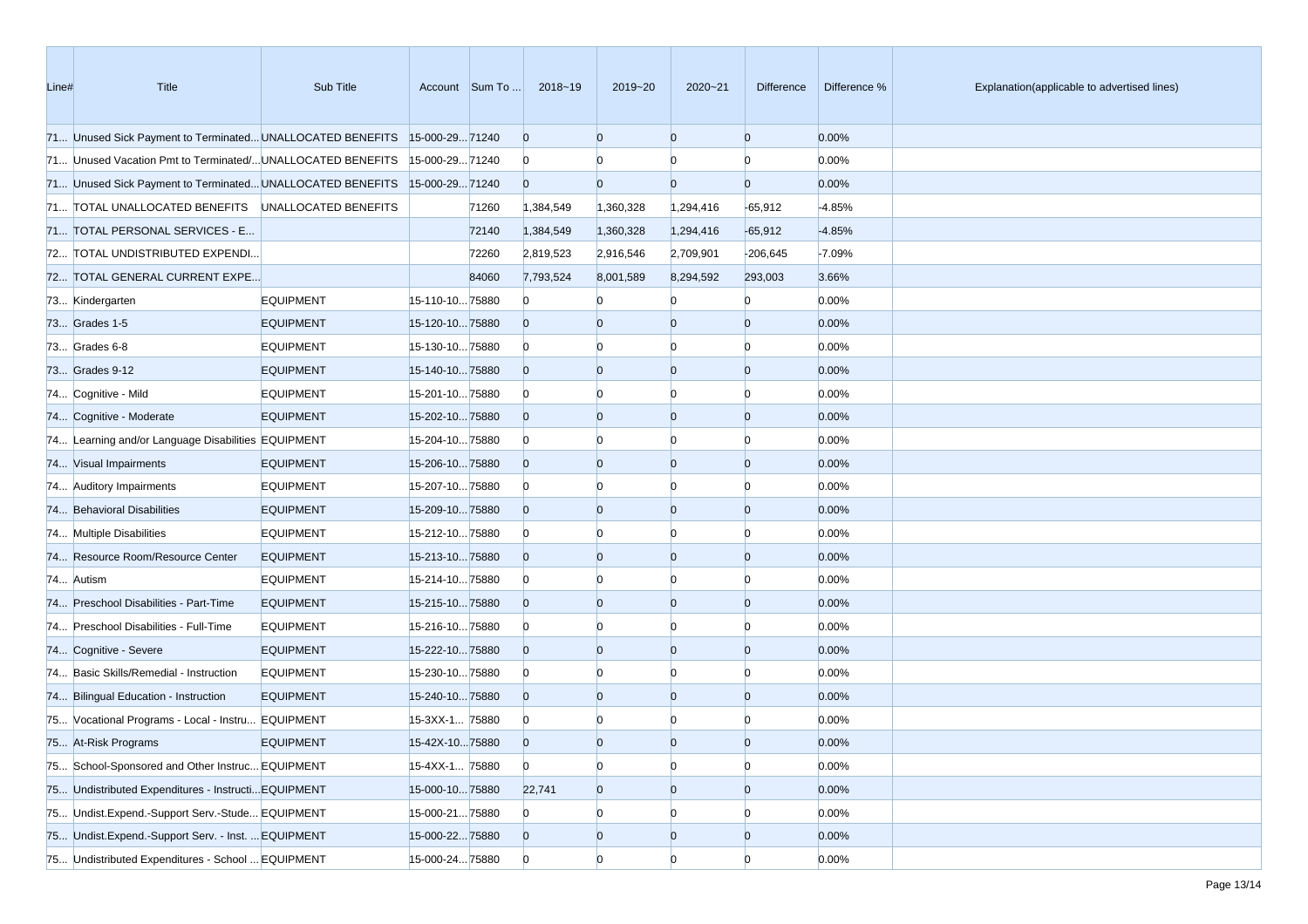| Line# | Title | Sub Title | Account | Sum To ... | 2018~19 | 2019~20 | 2020~21 | Difference | Difference % | Explanation(applicable to advertised lines) |
|---|---|---|---|---|---|---|---|---|---|---|
| 71... | Unused Sick Payment to Terminated... | UNALLOCATED BENEFITS | 15-000-29... | 71240 | 0 | 0 | 0 | 0 | 0.00% | |
| 71... | Unused Vacation Pmt to Terminated/... | UNALLOCATED BENEFITS | 15-000-29... | 71240 | 0 | 0 | 0 | 0 | 0.00% | |
| 71... | Unused Sick Payment to Terminated... | UNALLOCATED BENEFITS | 15-000-29... | 71240 | 0 | 0 | 0 | 0 | 0.00% | |
| 71... | TOTAL UNALLOCATED BENEFITS | UNALLOCATED BENEFITS | | 71260 | 1,384,549 | 1,360,328 | 1,294,416 | -65,912 | -4.85% | |
| 71... | TOTAL PERSONAL SERVICES - E... | | | 72140 | 1,384,549 | 1,360,328 | 1,294,416 | -65,912 | -4.85% | |
| 72... | TOTAL UNDISTRIBUTED EXPENDI... | | | 72260 | 2,819,523 | 2,916,546 | 2,709,901 | -206,645 | -7.09% | |
| 72... | TOTAL GENERAL CURRENT EXPE... | | | 84060 | 7,793,524 | 8,001,589 | 8,294,592 | 293,003 | 3.66% | |
| 73... | Kindergarten | EQUIPMENT | 15-110-10... | 75880 | 0 | 0 | 0 | 0 | 0.00% | |
| 73... | Grades 1-5 | EQUIPMENT | 15-120-10... | 75880 | 0 | 0 | 0 | 0 | 0.00% | |
| 73... | Grades 6-8 | EQUIPMENT | 15-130-10... | 75880 | 0 | 0 | 0 | 0 | 0.00% | |
| 73... | Grades 9-12 | EQUIPMENT | 15-140-10... | 75880 | 0 | 0 | 0 | 0 | 0.00% | |
| 74... | Cognitive - Mild | EQUIPMENT | 15-201-10... | 75880 | 0 | 0 | 0 | 0 | 0.00% | |
| 74... | Cognitive - Moderate | EQUIPMENT | 15-202-10... | 75880 | 0 | 0 | 0 | 0 | 0.00% | |
| 74... | Learning and/or Language Disabilities | EQUIPMENT | 15-204-10... | 75880 | 0 | 0 | 0 | 0 | 0.00% | |
| 74... | Visual Impairments | EQUIPMENT | 15-206-10... | 75880 | 0 | 0 | 0 | 0 | 0.00% | |
| 74... | Auditory Impairments | EQUIPMENT | 15-207-10... | 75880 | 0 | 0 | 0 | 0 | 0.00% | |
| 74... | Behavioral Disabilities | EQUIPMENT | 15-209-10... | 75880 | 0 | 0 | 0 | 0 | 0.00% | |
| 74... | Multiple Disabilities | EQUIPMENT | 15-212-10... | 75880 | 0 | 0 | 0 | 0 | 0.00% | |
| 74... | Resource Room/Resource Center | EQUIPMENT | 15-213-10... | 75880 | 0 | 0 | 0 | 0 | 0.00% | |
| 74... | Autism | EQUIPMENT | 15-214-10... | 75880 | 0 | 0 | 0 | 0 | 0.00% | |
| 74... | Preschool Disabilities - Part-Time | EQUIPMENT | 15-215-10... | 75880 | 0 | 0 | 0 | 0 | 0.00% | |
| 74... | Preschool Disabilities - Full-Time | EQUIPMENT | 15-216-10... | 75880 | 0 | 0 | 0 | 0 | 0.00% | |
| 74... | Cognitive - Severe | EQUIPMENT | 15-222-10... | 75880 | 0 | 0 | 0 | 0 | 0.00% | |
| 74... | Basic Skills/Remedial - Instruction | EQUIPMENT | 15-230-10... | 75880 | 0 | 0 | 0 | 0 | 0.00% | |
| 74... | Bilingual Education - Instruction | EQUIPMENT | 15-240-10... | 75880 | 0 | 0 | 0 | 0 | 0.00% | |
| 75... | Vocational Programs - Local - Instru... | EQUIPMENT | 15-3XX-1... | 75880 | 0 | 0 | 0 | 0 | 0.00% | |
| 75... | At-Risk Programs | EQUIPMENT | 15-42X-10... | 75880 | 0 | 0 | 0 | 0 | 0.00% | |
| 75... | School-Sponsored and Other Instruc... | EQUIPMENT | 15-4XX-1... | 75880 | 0 | 0 | 0 | 0 | 0.00% | |
| 75... | Undistributed Expenditures - Instructi... | EQUIPMENT | 15-000-10... | 75880 | 22,741 | 0 | 0 | 0 | 0.00% | |
| 75... | Undist.Expend.-Support Serv.-Stude... | EQUIPMENT | 15-000-21... | 75880 | 0 | 0 | 0 | 0 | 0.00% | |
| 75... | Undist.Expend.-Support Serv. - Inst. ... | EQUIPMENT | 15-000-22... | 75880 | 0 | 0 | 0 | 0 | 0.00% | |
| 75... | Undistributed Expenditures - School ... | EQUIPMENT | 15-000-24... | 75880 | 0 | 0 | 0 | 0 | 0.00% | |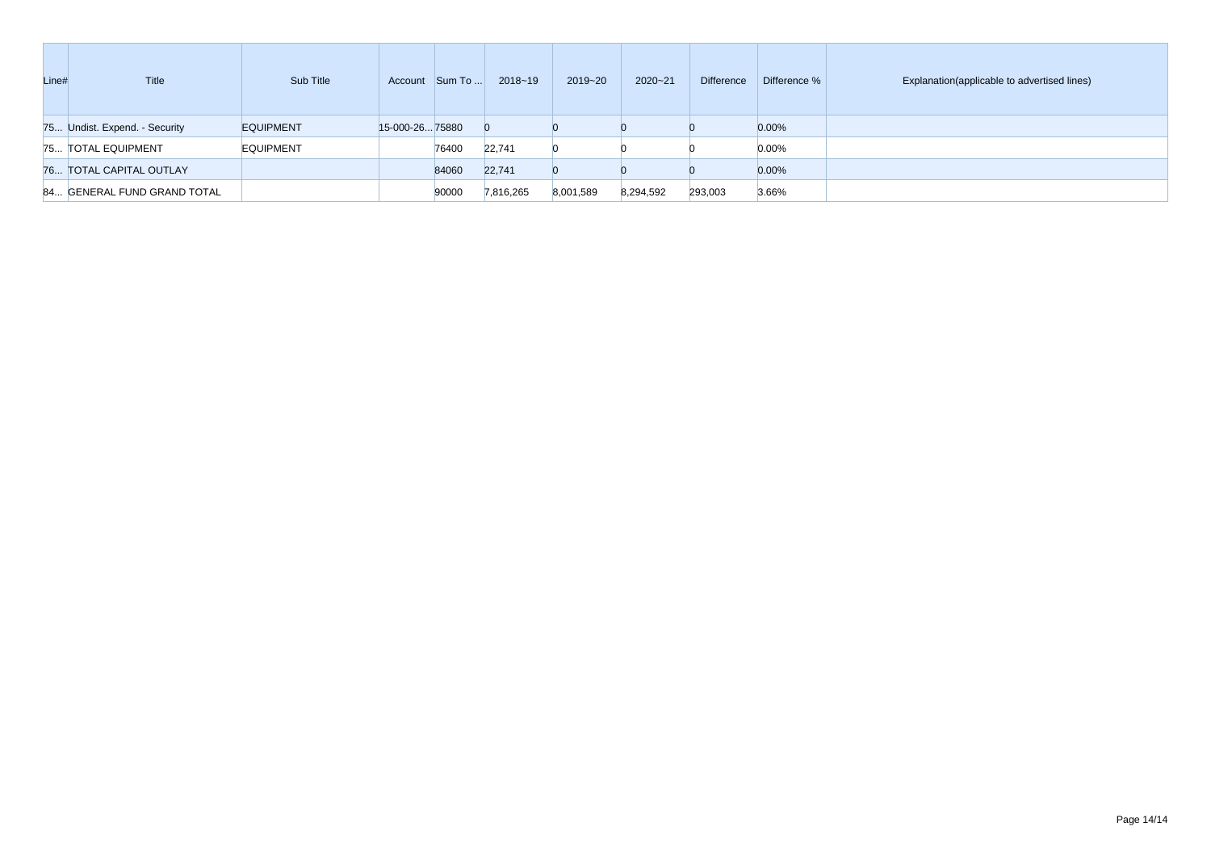| Line# | Title | Sub Title | Account | Sum To ... | 2018~19 | 2019~20 | 2020~21 | Difference | Difference % | Explanation(applicable to advertised lines) |
|---|---|---|---|---|---|---|---|---|---|---|
| 75... | Undist. Expend. - Security | EQUIPMENT | 15-000-26... | 75880 | 0 | 0 | 0 | 0 | 0.00% | |
| 75... | TOTAL EQUIPMENT | EQUIPMENT | | 76400 | 22,741 | 0 | 0 | 0 | 0.00% | |
| 76... | TOTAL CAPITAL OUTLAY | | | 84060 | 22,741 | 0 | 0 | 0 | 0.00% | |
| 84... | GENERAL FUND GRAND TOTAL | | | 90000 | 7,816,265 | 8,001,589 | 8,294,592 | 293,003 | 3.66% | |